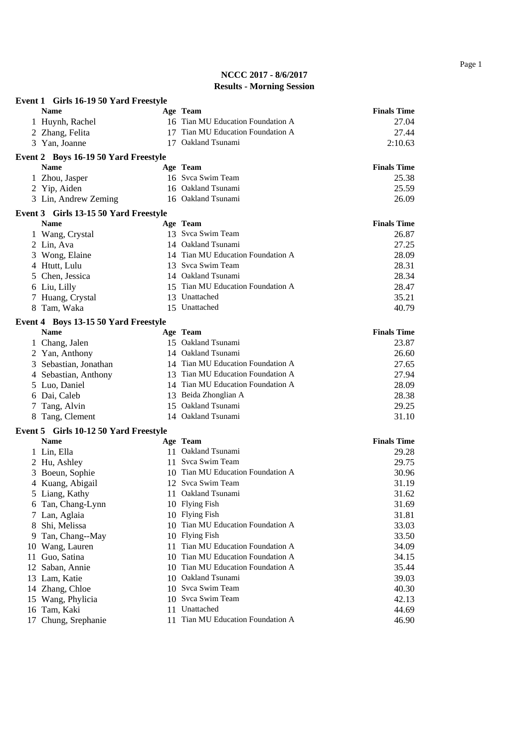# NCCC 2017 - 8/6/2017

## Results - Morning Session

### Event 1 Girls 16-19 50 Yard Freestyle

| | Name | Age | Team | Finals Time |
|---|---|---|---|---|
| 1 | Huynh, Rachel | 16 | Tian MU Education Foundation A | 27.04 |
| 2 | Zhang, Felita | 17 | Tian MU Education Foundation A | 27.44 |
| 3 | Yan, Joanne | 17 | Oakland Tsunami | 2:10.63 |

### Event 2 Boys 16-19 50 Yard Freestyle

| | Name | Age | Team | Finals Time |
|---|---|---|---|---|
| 1 | Zhou, Jasper | 16 | Svca Swim Team | 25.38 |
| 2 | Yip, Aiden | 16 | Oakland Tsunami | 25.59 |
| 3 | Lin, Andrew Zeming | 16 | Oakland Tsunami | 26.09 |

### Event 3 Girls 13-15 50 Yard Freestyle

| | Name | Age | Team | Finals Time |
|---|---|---|---|---|
| 1 | Wang, Crystal | 13 | Svca Swim Team | 26.87 |
| 2 | Lin, Ava | 14 | Oakland Tsunami | 27.25 |
| 3 | Wong, Elaine | 14 | Tian MU Education Foundation A | 28.09 |
| 4 | Htutt, Lulu | 13 | Svca Swim Team | 28.31 |
| 5 | Chen, Jessica | 14 | Oakland Tsunami | 28.34 |
| 6 | Liu, Lilly | 15 | Tian MU Education Foundation A | 28.47 |
| 7 | Huang, Crystal | 13 | Unattached | 35.21 |
| 8 | Tam, Waka | 15 | Unattached | 40.79 |

### Event 4 Boys 13-15 50 Yard Freestyle

| | Name | Age | Team | Finals Time |
|---|---|---|---|---|
| 1 | Chang, Jalen | 15 | Oakland Tsunami | 23.87 |
| 2 | Yan, Anthony | 14 | Oakland Tsunami | 26.60 |
| 3 | Sebastian, Jonathan | 14 | Tian MU Education Foundation A | 27.65 |
| 4 | Sebastian, Anthony | 13 | Tian MU Education Foundation A | 27.94 |
| 5 | Luo, Daniel | 14 | Tian MU Education Foundation A | 28.09 |
| 6 | Dai, Caleb | 13 | Beida Zhonglian A | 28.38 |
| 7 | Tang, Alvin | 15 | Oakland Tsunami | 29.25 |
| 8 | Tang, Clement | 14 | Oakland Tsunami | 31.10 |

### Event 5 Girls 10-12 50 Yard Freestyle

| | Name | Age | Team | Finals Time |
|---|---|---|---|---|
| 1 | Lin, Ella | 11 | Oakland Tsunami | 29.28 |
| 2 | Hu, Ashley | 11 | Svca Swim Team | 29.75 |
| 3 | Boeun, Sophie | 10 | Tian MU Education Foundation A | 30.96 |
| 4 | Kuang, Abigail | 12 | Svca Swim Team | 31.19 |
| 5 | Liang, Kathy | 11 | Oakland Tsunami | 31.62 |
| 6 | Tan, Chang-Lynn | 10 | Flying Fish | 31.69 |
| 7 | Lan, Aglaia | 10 | Flying Fish | 31.81 |
| 8 | Shi, Melissa | 10 | Tian MU Education Foundation A | 33.03 |
| 9 | Tan, Chang--May | 10 | Flying Fish | 33.50 |
| 10 | Wang, Lauren | 11 | Tian MU Education Foundation A | 34.09 |
| 11 | Guo, Satina | 10 | Tian MU Education Foundation A | 34.15 |
| 12 | Saban, Annie | 10 | Tian MU Education Foundation A | 35.44 |
| 13 | Lam, Katie | 10 | Oakland Tsunami | 39.03 |
| 14 | Zhang, Chloe | 10 | Svca Swim Team | 40.30 |
| 15 | Wang, Phylicia | 10 | Svca Swim Team | 42.13 |
| 16 | Tam, Kaki | 11 | Unattached | 44.69 |
| 17 | Chung, Srephanie | 11 | Tian MU Education Foundation A | 46.90 |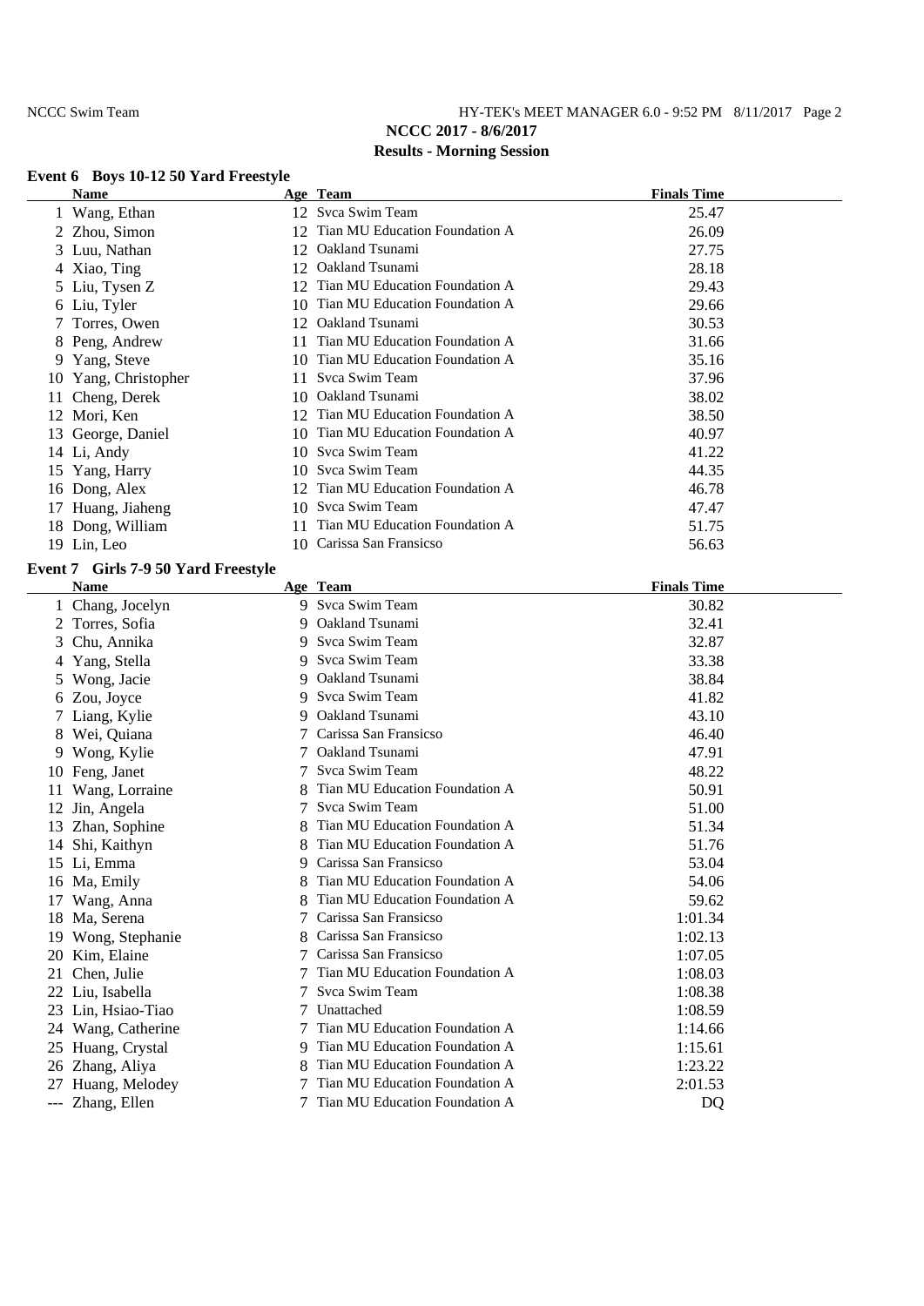## NCCC 2017 - 8/6/2017

### Results - Morning Session

#### Event 6 Boys 10-12 50 Yard Freestyle

| | Name | Age | Team | Finals Time |
|---|---|---|---|---|
| 1 | Wang, Ethan | 12 | Svca Swim Team | 25.47 |
| 2 | Zhou, Simon | 12 | Tian MU Education Foundation A | 26.09 |
| 3 | Luu, Nathan | 12 | Oakland Tsunami | 27.75 |
| 4 | Xiao, Ting | 12 | Oakland Tsunami | 28.18 |
| 5 | Liu, Tysen Z | 12 | Tian MU Education Foundation A | 29.43 |
| 6 | Liu, Tyler | 10 | Tian MU Education Foundation A | 29.66 |
| 7 | Torres, Owen | 12 | Oakland Tsunami | 30.53 |
| 8 | Peng, Andrew | 11 | Tian MU Education Foundation A | 31.66 |
| 9 | Yang, Steve | 10 | Tian MU Education Foundation A | 35.16 |
| 10 | Yang, Christopher | 11 | Svca Swim Team | 37.96 |
| 11 | Cheng, Derek | 10 | Oakland Tsunami | 38.02 |
| 12 | Mori, Ken | 12 | Tian MU Education Foundation A | 38.50 |
| 13 | George, Daniel | 10 | Tian MU Education Foundation A | 40.97 |
| 14 | Li, Andy | 10 | Svca Swim Team | 41.22 |
| 15 | Yang, Harry | 10 | Svca Swim Team | 44.35 |
| 16 | Dong, Alex | 12 | Tian MU Education Foundation A | 46.78 |
| 17 | Huang, Jiaheng | 10 | Svca Swim Team | 47.47 |
| 18 | Dong, William | 11 | Tian MU Education Foundation A | 51.75 |
| 19 | Lin, Leo | 10 | Carissa San Fransicso | 56.63 |

#### Event 7 Girls 7-9 50 Yard Freestyle

| | Name | Age | Team | Finals Time |
|---|---|---|---|---|
| 1 | Chang, Jocelyn | 9 | Svca Swim Team | 30.82 |
| 2 | Torres, Sofia | 9 | Oakland Tsunami | 32.41 |
| 3 | Chu, Annika | 9 | Svca Swim Team | 32.87 |
| 4 | Yang, Stella | 9 | Svca Swim Team | 33.38 |
| 5 | Wong, Jacie | 9 | Oakland Tsunami | 38.84 |
| 6 | Zou, Joyce | 9 | Svca Swim Team | 41.82 |
| 7 | Liang, Kylie | 9 | Oakland Tsunami | 43.10 |
| 8 | Wei, Quiana | 7 | Carissa San Fransicso | 46.40 |
| 9 | Wong, Kylie | 7 | Oakland Tsunami | 47.91 |
| 10 | Feng, Janet | 7 | Svca Swim Team | 48.22 |
| 11 | Wang, Lorraine | 8 | Tian MU Education Foundation A | 50.91 |
| 12 | Jin, Angela | 7 | Svca Swim Team | 51.00 |
| 13 | Zhan, Sophine | 8 | Tian MU Education Foundation A | 51.34 |
| 14 | Shi, Kaithyn | 8 | Tian MU Education Foundation A | 51.76 |
| 15 | Li, Emma | 9 | Carissa San Fransicso | 53.04 |
| 16 | Ma, Emily | 8 | Tian MU Education Foundation A | 54.06 |
| 17 | Wang, Anna | 8 | Tian MU Education Foundation A | 59.62 |
| 18 | Ma, Serena | 7 | Carissa San Fransicso | 1:01.34 |
| 19 | Wong, Stephanie | 8 | Carissa San Fransicso | 1:02.13 |
| 20 | Kim, Elaine | 7 | Carissa San Fransicso | 1:07.05 |
| 21 | Chen, Julie | 7 | Tian MU Education Foundation A | 1:08.03 |
| 22 | Liu, Isabella | 7 | Svca Swim Team | 1:08.38 |
| 23 | Lin, Hsiao-Tiao | 7 | Unattached | 1:08.59 |
| 24 | Wang, Catherine | 7 | Tian MU Education Foundation A | 1:14.66 |
| 25 | Huang, Crystal | 9 | Tian MU Education Foundation A | 1:15.61 |
| 26 | Zhang, Aliya | 8 | Tian MU Education Foundation A | 1:23.22 |
| 27 | Huang, Melodey | 7 | Tian MU Education Foundation A | 2:01.53 |
| --- | Zhang, Ellen | 7 | Tian MU Education Foundation A | DQ |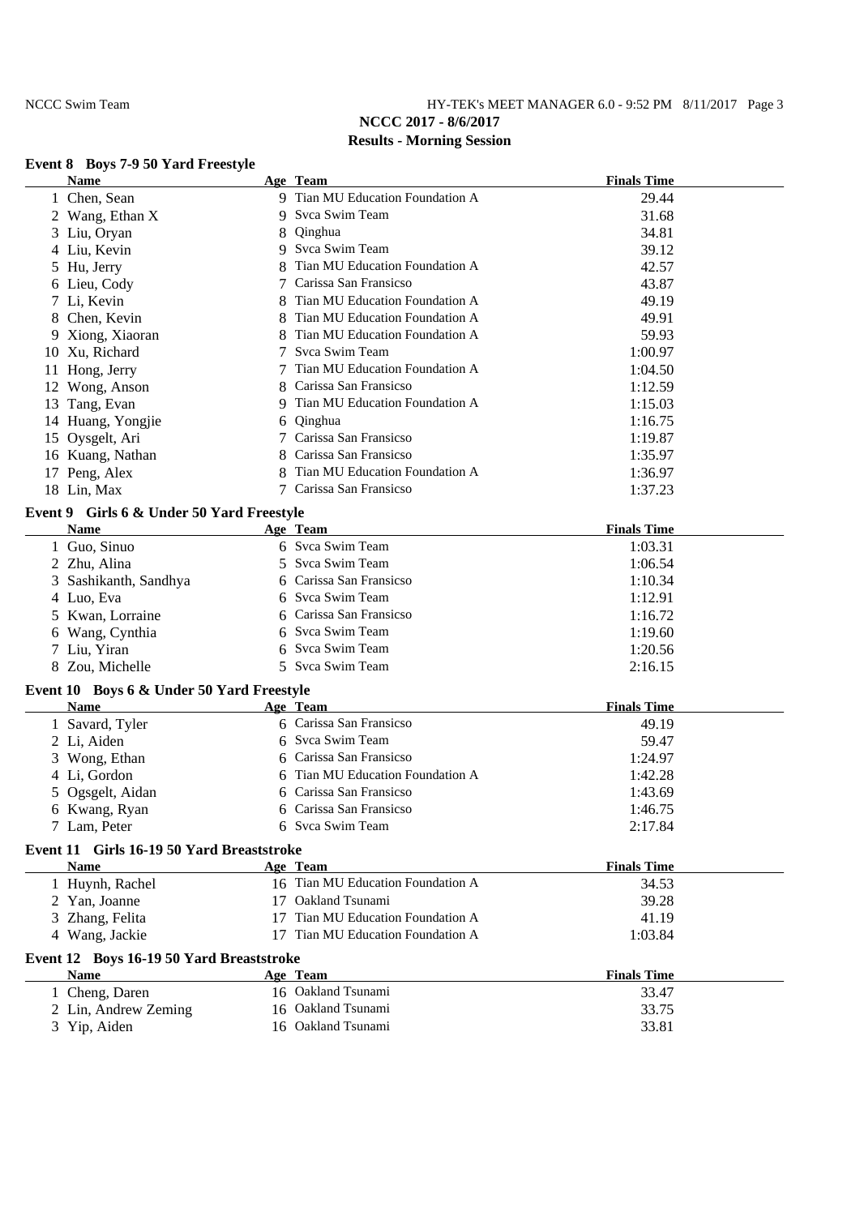## NCCC 2017 - 8/6/2017

## Results - Morning Session

### Event 8 Boys 7-9 50 Yard Freestyle

| | Name | Age | Team | Finals Time |
|---|---|---|---|---|
| 1 | Chen, Sean | 9 | Tian MU Education Foundation A | 29.44 |
| 2 | Wang, Ethan X | 9 | Svca Swim Team | 31.68 |
| 3 | Liu, Oryan | 8 | Qinghua | 34.81 |
| 4 | Liu, Kevin | 9 | Svca Swim Team | 39.12 |
| 5 | Hu, Jerry | 8 | Tian MU Education Foundation A | 42.57 |
| 6 | Lieu, Cody | 7 | Carissa San Fransicso | 43.87 |
| 7 | Li, Kevin | 8 | Tian MU Education Foundation A | 49.19 |
| 8 | Chen, Kevin | 8 | Tian MU Education Foundation A | 49.91 |
| 9 | Xiong, Xiaoran | 8 | Tian MU Education Foundation A | 59.93 |
| 10 | Xu, Richard | 7 | Svca Swim Team | 1:00.97 |
| 11 | Hong, Jerry | 7 | Tian MU Education Foundation A | 1:04.50 |
| 12 | Wong, Anson | 8 | Carissa San Fransicso | 1:12.59 |
| 13 | Tang, Evan | 9 | Tian MU Education Foundation A | 1:15.03 |
| 14 | Huang, Yongjie | 6 | Qinghua | 1:16.75 |
| 15 | Oysgelt, Ari | 7 | Carissa San Fransicso | 1:19.87 |
| 16 | Kuang, Nathan | 8 | Carissa San Fransicso | 1:35.97 |
| 17 | Peng, Alex | 8 | Tian MU Education Foundation A | 1:36.97 |
| 18 | Lin, Max | 7 | Carissa San Fransicso | 1:37.23 |

### Event 9 Girls 6 & Under 50 Yard Freestyle

| | Name | Age | Team | Finals Time |
|---|---|---|---|---|
| 1 | Guo, Sinuo | 6 | Svca Swim Team | 1:03.31 |
| 2 | Zhu, Alina | 5 | Svca Swim Team | 1:06.54 |
| 3 | Sashikanth, Sandhya | 6 | Carissa San Fransicso | 1:10.34 |
| 4 | Luo, Eva | 6 | Svca Swim Team | 1:12.91 |
| 5 | Kwan, Lorraine | 6 | Carissa San Fransicso | 1:16.72 |
| 6 | Wang, Cynthia | 6 | Svca Swim Team | 1:19.60 |
| 7 | Liu, Yiran | 6 | Svca Swim Team | 1:20.56 |
| 8 | Zou, Michelle | 5 | Svca Swim Team | 2:16.15 |

### Event 10 Boys 6 & Under 50 Yard Freestyle

| | Name | Age | Team | Finals Time |
|---|---|---|---|---|
| 1 | Savard, Tyler | 6 | Carissa San Fransicso | 49.19 |
| 2 | Li, Aiden | 6 | Svca Swim Team | 59.47 |
| 3 | Wong, Ethan | 6 | Carissa San Fransicso | 1:24.97 |
| 4 | Li, Gordon | 6 | Tian MU Education Foundation A | 1:42.28 |
| 5 | Ogsgelt, Aidan | 6 | Carissa San Fransicso | 1:43.69 |
| 6 | Kwang, Ryan | 6 | Carissa San Fransicso | 1:46.75 |
| 7 | Lam, Peter | 6 | Svca Swim Team | 2:17.84 |

### Event 11 Girls 16-19 50 Yard Breaststroke

| | Name | Age | Team | Finals Time |
|---|---|---|---|---|
| 1 | Huynh, Rachel | 16 | Tian MU Education Foundation A | 34.53 |
| 2 | Yan, Joanne | 17 | Oakland Tsunami | 39.28 |
| 3 | Zhang, Felita | 17 | Tian MU Education Foundation A | 41.19 |
| 4 | Wang, Jackie | 17 | Tian MU Education Foundation A | 1:03.84 |

### Event 12 Boys 16-19 50 Yard Breaststroke

| | Name | Age | Team | Finals Time |
|---|---|---|---|---|
| 1 | Cheng, Daren | 16 | Oakland Tsunami | 33.47 |
| 2 | Lin, Andrew Zeming | 16 | Oakland Tsunami | 33.75 |
| 3 | Yip, Aiden | 16 | Oakland Tsunami | 33.81 |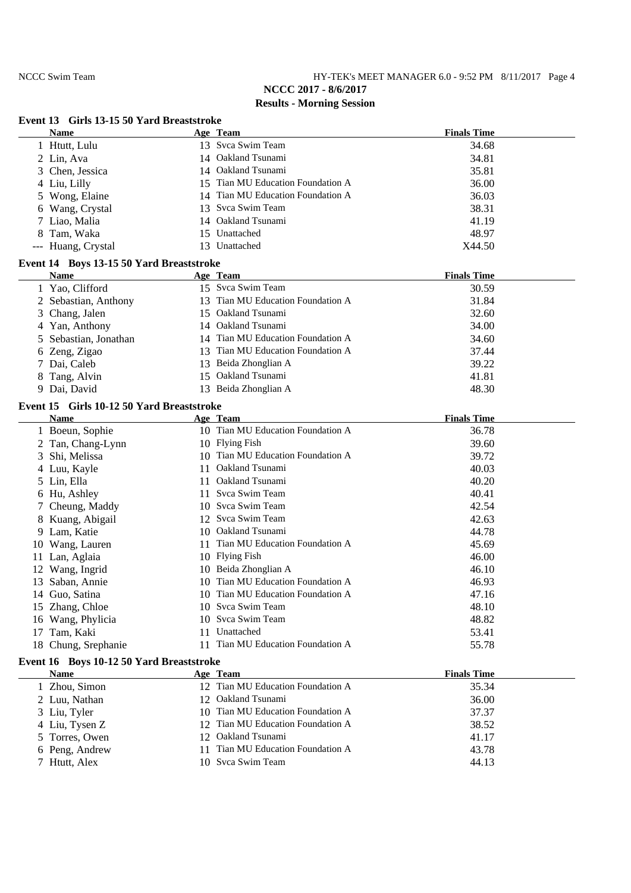## Event 13 Girls 13-15 50 Yard Breaststroke

| | Name | Age | Team | Finals Time |
|---|---|---|---|---|
| 1 | Htutt, Lulu | 13 | Svca Swim Team | 34.68 |
| 2 | Lin, Ava | 14 | Oakland Tsunami | 34.81 |
| 3 | Chen, Jessica | 14 | Oakland Tsunami | 35.81 |
| 4 | Liu, Lilly | 15 | Tian MU Education Foundation A | 36.00 |
| 5 | Wong, Elaine | 14 | Tian MU Education Foundation A | 36.03 |
| 6 | Wang, Crystal | 13 | Svca Swim Team | 38.31 |
| 7 | Liao, Malia | 14 | Oakland Tsunami | 41.19 |
| 8 | Tam, Waka | 15 | Unattached | 48.97 |
| --- | Huang, Crystal | 13 | Unattached | X44.50 |

## Event 14 Boys 13-15 50 Yard Breaststroke

| | Name | Age | Team | Finals Time |
|---|---|---|---|---|
| 1 | Yao, Clifford | 15 | Svca Swim Team | 30.59 |
| 2 | Sebastian, Anthony | 13 | Tian MU Education Foundation A | 31.84 |
| 3 | Chang, Jalen | 15 | Oakland Tsunami | 32.60 |
| 4 | Yan, Anthony | 14 | Oakland Tsunami | 34.00 |
| 5 | Sebastian, Jonathan | 14 | Tian MU Education Foundation A | 34.60 |
| 6 | Zeng, Zigao | 13 | Tian MU Education Foundation A | 37.44 |
| 7 | Dai, Caleb | 13 | Beida Zhonglian A | 39.22 |
| 8 | Tang, Alvin | 15 | Oakland Tsunami | 41.81 |
| 9 | Dai, David | 13 | Beida Zhonglian A | 48.30 |

## Event 15 Girls 10-12 50 Yard Breaststroke

| | Name | Age | Team | Finals Time |
|---|---|---|---|---|
| 1 | Boeun, Sophie | 10 | Tian MU Education Foundation A | 36.78 |
| 2 | Tan, Chang-Lynn | 10 | Flying Fish | 39.60 |
| 3 | Shi, Melissa | 10 | Tian MU Education Foundation A | 39.72 |
| 4 | Luu, Kayle | 11 | Oakland Tsunami | 40.03 |
| 5 | Lin, Ella | 11 | Oakland Tsunami | 40.20 |
| 6 | Hu, Ashley | 11 | Svca Swim Team | 40.41 |
| 7 | Cheung, Maddy | 10 | Svca Swim Team | 42.54 |
| 8 | Kuang, Abigail | 12 | Svca Swim Team | 42.63 |
| 9 | Lam, Katie | 10 | Oakland Tsunami | 44.78 |
| 10 | Wang, Lauren | 11 | Tian MU Education Foundation A | 45.69 |
| 11 | Lan, Aglaia | 10 | Flying Fish | 46.00 |
| 12 | Wang, Ingrid | 10 | Beida Zhonglian A | 46.10 |
| 13 | Saban, Annie | 10 | Tian MU Education Foundation A | 46.93 |
| 14 | Guo, Satina | 10 | Tian MU Education Foundation A | 47.16 |
| 15 | Zhang, Chloe | 10 | Svca Swim Team | 48.10 |
| 16 | Wang, Phylicia | 10 | Svca Swim Team | 48.82 |
| 17 | Tam, Kaki | 11 | Unattached | 53.41 |
| 18 | Chung, Srephanie | 11 | Tian MU Education Foundation A | 55.78 |

## Event 16 Boys 10-12 50 Yard Breaststroke

| | Name | Age | Team | Finals Time |
|---|---|---|---|---|
| 1 | Zhou, Simon | 12 | Tian MU Education Foundation A | 35.34 |
| 2 | Luu, Nathan | 12 | Oakland Tsunami | 36.00 |
| 3 | Liu, Tyler | 10 | Tian MU Education Foundation A | 37.37 |
| 4 | Liu, Tysen Z | 12 | Tian MU Education Foundation A | 38.52 |
| 5 | Torres, Owen | 12 | Oakland Tsunami | 41.17 |
| 6 | Peng, Andrew | 11 | Tian MU Education Foundation A | 43.78 |
| 7 | Htutt, Alex | 10 | Svca Swim Team | 44.13 |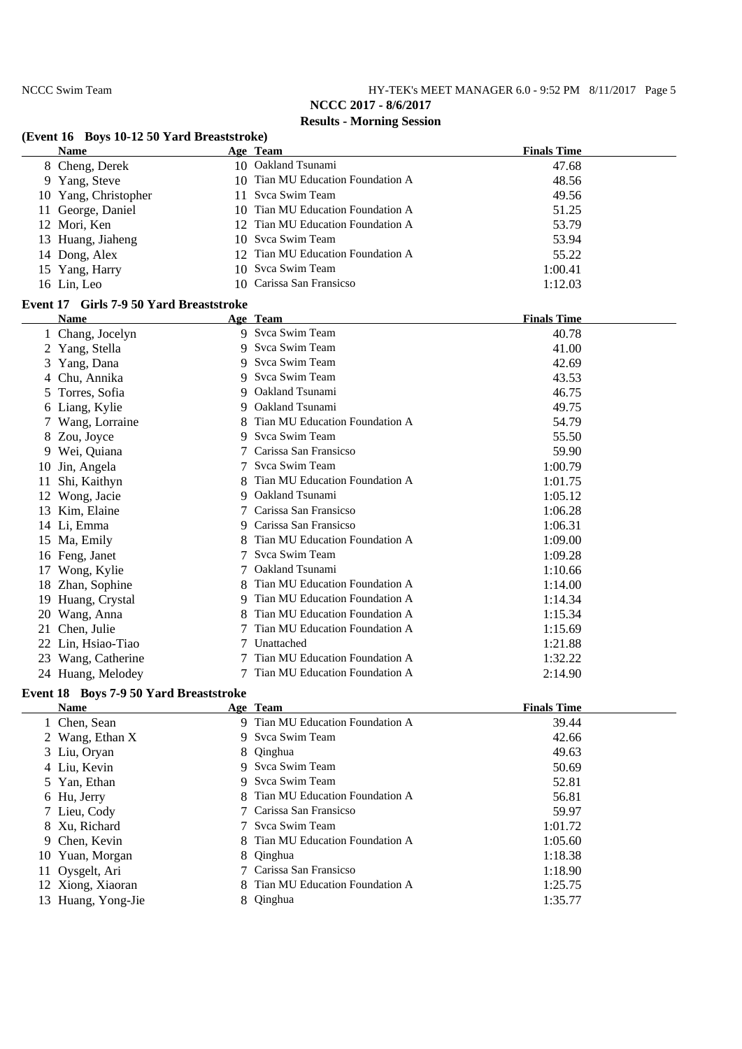**NCCC 2017 - 8/6/2017**

**Results - Morning Session**

**(Event 16 Boys 10-12 50 Yard Breaststroke)**

| | Name | Age | Team | Finals Time |
|---|---|---|---|---|
| 8 | Cheng, Derek | 10 | Oakland Tsunami | 47.68 |
| 9 | Yang, Steve | 10 | Tian MU Education Foundation A | 48.56 |
| 10 | Yang, Christopher | 11 | Svca Swim Team | 49.56 |
| 11 | George, Daniel | 10 | Tian MU Education Foundation A | 51.25 |
| 12 | Mori, Ken | 12 | Tian MU Education Foundation A | 53.79 |
| 13 | Huang, Jiaheng | 10 | Svca Swim Team | 53.94 |
| 14 | Dong, Alex | 12 | Tian MU Education Foundation A | 55.22 |
| 15 | Yang, Harry | 10 | Svca Swim Team | 1:00.41 |
| 16 | Lin, Leo | 10 | Carissa San Fransicso | 1:12.03 |

**Event 17 Girls 7-9 50 Yard Breaststroke**

| | Name | Age | Team | Finals Time |
|---|---|---|---|---|
| 1 | Chang, Jocelyn | 9 | Svca Swim Team | 40.78 |
| 2 | Yang, Stella | 9 | Svca Swim Team | 41.00 |
| 3 | Yang, Dana | 9 | Svca Swim Team | 42.69 |
| 4 | Chu, Annika | 9 | Svca Swim Team | 43.53 |
| 5 | Torres, Sofia | 9 | Oakland Tsunami | 46.75 |
| 6 | Liang, Kylie | 9 | Oakland Tsunami | 49.75 |
| 7 | Wang, Lorraine | 8 | Tian MU Education Foundation A | 54.79 |
| 8 | Zou, Joyce | 9 | Svca Swim Team | 55.50 |
| 9 | Wei, Quiana | 7 | Carissa San Fransicso | 59.90 |
| 10 | Jin, Angela | 7 | Svca Swim Team | 1:00.79 |
| 11 | Shi, Kaithyn | 8 | Tian MU Education Foundation A | 1:01.75 |
| 12 | Wong, Jacie | 9 | Oakland Tsunami | 1:05.12 |
| 13 | Kim, Elaine | 7 | Carissa San Fransicso | 1:06.28 |
| 14 | Li, Emma | 9 | Carissa San Fransicso | 1:06.31 |
| 15 | Ma, Emily | 8 | Tian MU Education Foundation A | 1:09.00 |
| 16 | Feng, Janet | 7 | Svca Swim Team | 1:09.28 |
| 17 | Wong, Kylie | 7 | Oakland Tsunami | 1:10.66 |
| 18 | Zhan, Sophine | 8 | Tian MU Education Foundation A | 1:14.00 |
| 19 | Huang, Crystal | 9 | Tian MU Education Foundation A | 1:14.34 |
| 20 | Wang, Anna | 8 | Tian MU Education Foundation A | 1:15.34 |
| 21 | Chen, Julie | 7 | Tian MU Education Foundation A | 1:15.69 |
| 22 | Lin, Hsiao-Tiao | 7 | Unattached | 1:21.88 |
| 23 | Wang, Catherine | 7 | Tian MU Education Foundation A | 1:32.22 |
| 24 | Huang, Melodey | 7 | Tian MU Education Foundation A | 2:14.90 |

**Event 18 Boys 7-9 50 Yard Breaststroke**

| | Name | Age | Team | Finals Time |
|---|---|---|---|---|
| 1 | Chen, Sean | 9 | Tian MU Education Foundation A | 39.44 |
| 2 | Wang, Ethan X | 9 | Svca Swim Team | 42.66 |
| 3 | Liu, Oryan | 8 | Qinghua | 49.63 |
| 4 | Liu, Kevin | 9 | Svca Swim Team | 50.69 |
| 5 | Yan, Ethan | 9 | Svca Swim Team | 52.81 |
| 6 | Hu, Jerry | 8 | Tian MU Education Foundation A | 56.81 |
| 7 | Lieu, Cody | 7 | Carissa San Fransicso | 59.97 |
| 8 | Xu, Richard | 7 | Svca Swim Team | 1:01.72 |
| 9 | Chen, Kevin | 8 | Tian MU Education Foundation A | 1:05.60 |
| 10 | Yuan, Morgan | 8 | Qinghua | 1:18.38 |
| 11 | Oysgelt, Ari | 7 | Carissa San Fransicso | 1:18.90 |
| 12 | Xiong, Xiaoran | 8 | Tian MU Education Foundation A | 1:25.75 |
| 13 | Huang, Yong-Jie | 8 | Qinghua | 1:35.77 |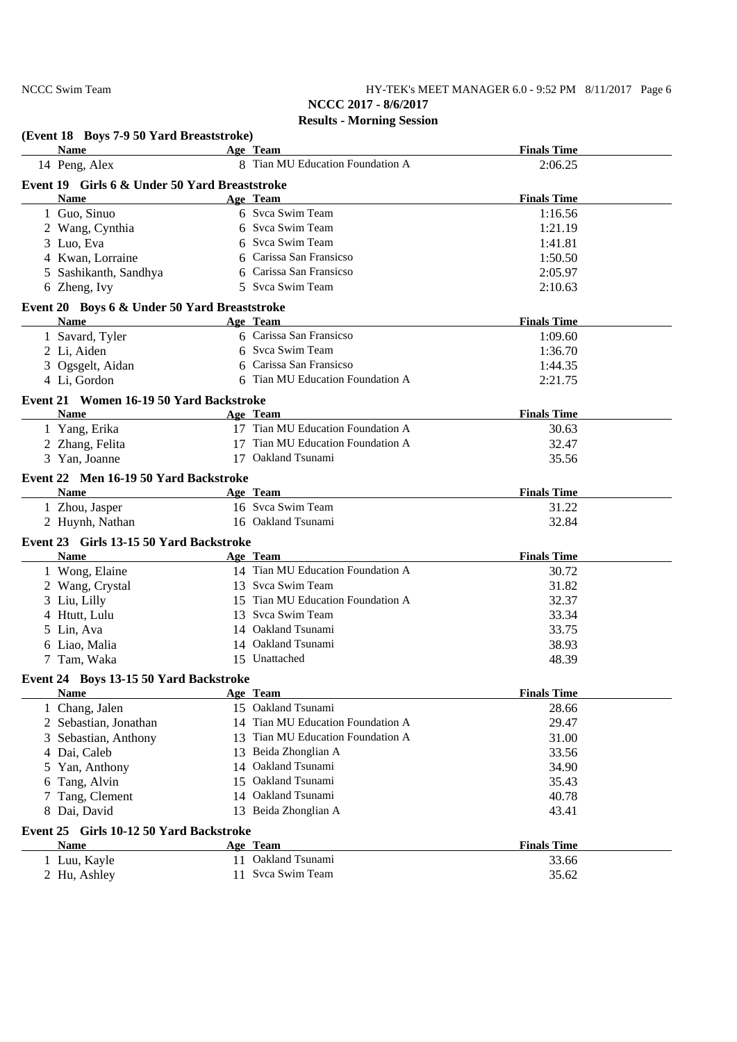**NCCC 2017 - 8/6/2017**

**Results - Morning Session**

**(Event 18 Boys 7-9 50 Yard Breaststroke)**

| Name | Age | Team | Finals Time |
|---|---|---|---|
| 14 Peng, Alex | 8 | Tian MU Education Foundation A | 2:06.25 |

**Event 19 Girls 6 & Under 50 Yard Breaststroke**

| Name | Age | Team | Finals Time |
|---|---|---|---|
| 1 Guo, Sinuo | 6 | Svca Swim Team | 1:16.56 |
| 2 Wang, Cynthia | 6 | Svca Swim Team | 1:21.19 |
| 3 Luo, Eva | 6 | Svca Swim Team | 1:41.81 |
| 4 Kwan, Lorraine | 6 | Carissa San Fransicso | 1:50.50 |
| 5 Sashikanth, Sandhya | 6 | Carissa San Fransicso | 2:05.97 |
| 6 Zheng, Ivy | 5 | Svca Swim Team | 2:10.63 |

**Event 20 Boys 6 & Under 50 Yard Breaststroke**

| Name | Age | Team | Finals Time |
|---|---|---|---|
| 1 Savard, Tyler | 6 | Carissa San Fransicso | 1:09.60 |
| 2 Li, Aiden | 6 | Svca Swim Team | 1:36.70 |
| 3 Ogsgelt, Aidan | 6 | Carissa San Fransicso | 1:44.35 |
| 4 Li, Gordon | 6 | Tian MU Education Foundation A | 2:21.75 |

**Event 21 Women 16-19 50 Yard Backstroke**

| Name | Age | Team | Finals Time |
|---|---|---|---|
| 1 Yang, Erika | 17 | Tian MU Education Foundation A | 30.63 |
| 2 Zhang, Felita | 17 | Tian MU Education Foundation A | 32.47 |
| 3 Yan, Joanne | 17 | Oakland Tsunami | 35.56 |

**Event 22 Men 16-19 50 Yard Backstroke**

| Name | Age | Team | Finals Time |
|---|---|---|---|
| 1 Zhou, Jasper | 16 | Svca Swim Team | 31.22 |
| 2 Huynh, Nathan | 16 | Oakland Tsunami | 32.84 |

**Event 23 Girls 13-15 50 Yard Backstroke**

| Name | Age | Team | Finals Time |
|---|---|---|---|
| 1 Wong, Elaine | 14 | Tian MU Education Foundation A | 30.72 |
| 2 Wang, Crystal | 13 | Svca Swim Team | 31.82 |
| 3 Liu, Lilly | 15 | Tian MU Education Foundation A | 32.37 |
| 4 Htutt, Lulu | 13 | Svca Swim Team | 33.34 |
| 5 Lin, Ava | 14 | Oakland Tsunami | 33.75 |
| 6 Liao, Malia | 14 | Oakland Tsunami | 38.93 |
| 7 Tam, Waka | 15 | Unattached | 48.39 |

**Event 24 Boys 13-15 50 Yard Backstroke**

| Name | Age | Team | Finals Time |
|---|---|---|---|
| 1 Chang, Jalen | 15 | Oakland Tsunami | 28.66 |
| 2 Sebastian, Jonathan | 14 | Tian MU Education Foundation A | 29.47 |
| 3 Sebastian, Anthony | 13 | Tian MU Education Foundation A | 31.00 |
| 4 Dai, Caleb | 13 | Beida Zhonglian A | 33.56 |
| 5 Yan, Anthony | 14 | Oakland Tsunami | 34.90 |
| 6 Tang, Alvin | 15 | Oakland Tsunami | 35.43 |
| 7 Tang, Clement | 14 | Oakland Tsunami | 40.78 |
| 8 Dai, David | 13 | Beida Zhonglian A | 43.41 |

**Event 25 Girls 10-12 50 Yard Backstroke**

| Name | Age | Team | Finals Time |
|---|---|---|---|
| 1 Luu, Kayle | 11 | Oakland Tsunami | 33.66 |
| 2 Hu, Ashley | 11 | Svca Swim Team | 35.62 |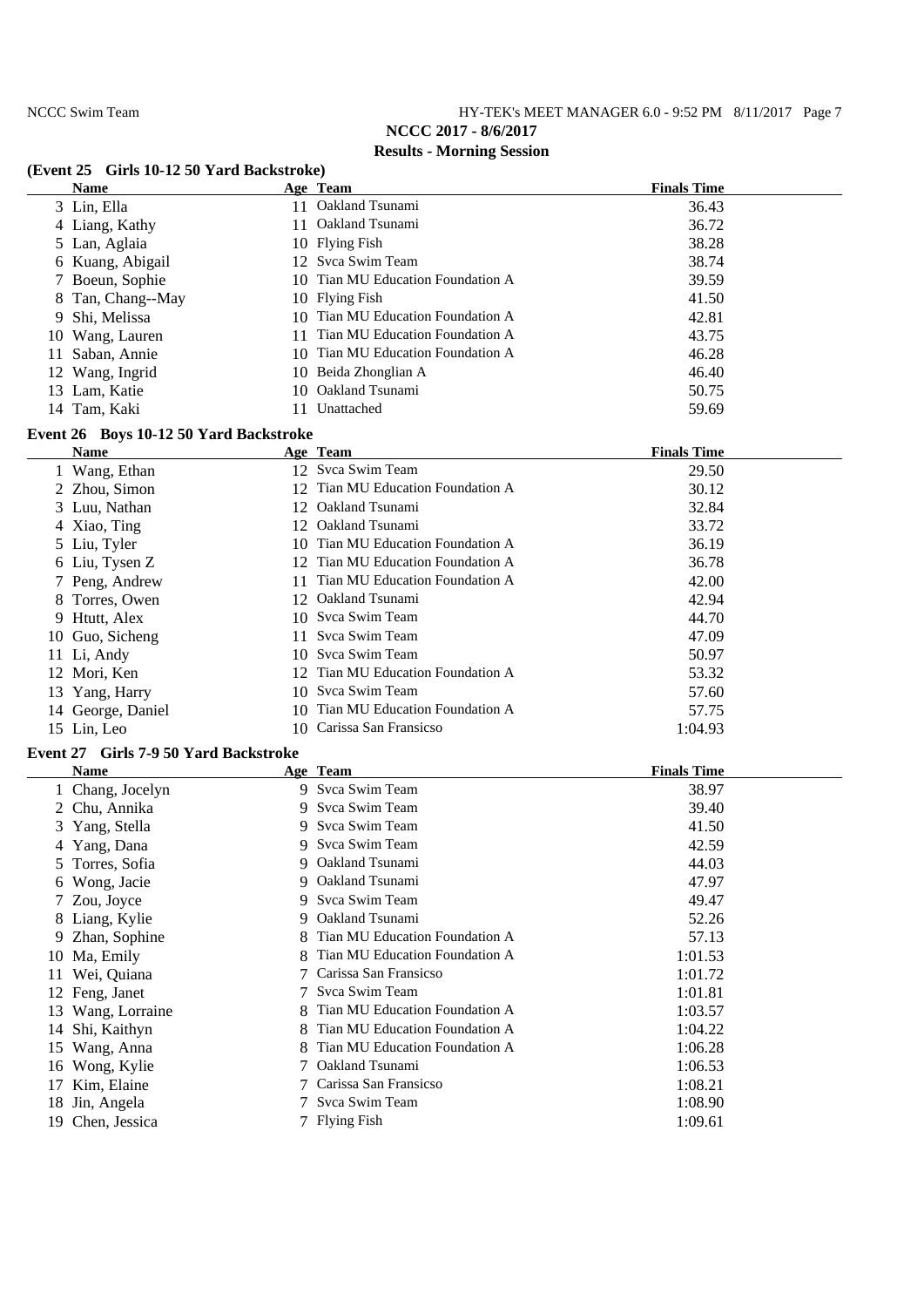**NCCC 2017 - 8/6/2017**

**Results - Morning Session**

**(Event 25 Girls 10-12 50 Yard Backstroke)**

| | Name | Age | Team | Finals Time |
|---|---|---|---|---|
| 3 | Lin, Ella | 11 | Oakland Tsunami | 36.43 |
| 4 | Liang, Kathy | 11 | Oakland Tsunami | 36.72 |
| 5 | Lan, Aglaia | 10 | Flying Fish | 38.28 |
| 6 | Kuang, Abigail | 12 | Svca Swim Team | 38.74 |
| 7 | Boeun, Sophie | 10 | Tian MU Education Foundation A | 39.59 |
| 8 | Tan, Chang--May | 10 | Flying Fish | 41.50 |
| 9 | Shi, Melissa | 10 | Tian MU Education Foundation A | 42.81 |
| 10 | Wang, Lauren | 11 | Tian MU Education Foundation A | 43.75 |
| 11 | Saban, Annie | 10 | Tian MU Education Foundation A | 46.28 |
| 12 | Wang, Ingrid | 10 | Beida Zhonglian A | 46.40 |
| 13 | Lam, Katie | 10 | Oakland Tsunami | 50.75 |
| 14 | Tam, Kaki | 11 | Unattached | 59.69 |

**Event 26 Boys 10-12 50 Yard Backstroke**

| | Name | Age | Team | Finals Time |
|---|---|---|---|---|
| 1 | Wang, Ethan | 12 | Svca Swim Team | 29.50 |
| 2 | Zhou, Simon | 12 | Tian MU Education Foundation A | 30.12 |
| 3 | Luu, Nathan | 12 | Oakland Tsunami | 32.84 |
| 4 | Xiao, Ting | 12 | Oakland Tsunami | 33.72 |
| 5 | Liu, Tyler | 10 | Tian MU Education Foundation A | 36.19 |
| 6 | Liu, Tysen Z | 12 | Tian MU Education Foundation A | 36.78 |
| 7 | Peng, Andrew | 11 | Tian MU Education Foundation A | 42.00 |
| 8 | Torres, Owen | 12 | Oakland Tsunami | 42.94 |
| 9 | Htutt, Alex | 10 | Svca Swim Team | 44.70 |
| 10 | Guo, Sicheng | 11 | Svca Swim Team | 47.09 |
| 11 | Li, Andy | 10 | Svca Swim Team | 50.97 |
| 12 | Mori, Ken | 12 | Tian MU Education Foundation A | 53.32 |
| 13 | Yang, Harry | 10 | Svca Swim Team | 57.60 |
| 14 | George, Daniel | 10 | Tian MU Education Foundation A | 57.75 |
| 15 | Lin, Leo | 10 | Carissa San Fransicso | 1:04.93 |

**Event 27 Girls 7-9 50 Yard Backstroke**

| | Name | Age | Team | Finals Time |
|---|---|---|---|---|
| 1 | Chang, Jocelyn | 9 | Svca Swim Team | 38.97 |
| 2 | Chu, Annika | 9 | Svca Swim Team | 39.40 |
| 3 | Yang, Stella | 9 | Svca Swim Team | 41.50 |
| 4 | Yang, Dana | 9 | Svca Swim Team | 42.59 |
| 5 | Torres, Sofia | 9 | Oakland Tsunami | 44.03 |
| 6 | Wong, Jacie | 9 | Oakland Tsunami | 47.97 |
| 7 | Zou, Joyce | 9 | Svca Swim Team | 49.47 |
| 8 | Liang, Kylie | 9 | Oakland Tsunami | 52.26 |
| 9 | Zhan, Sophine | 8 | Tian MU Education Foundation A | 57.13 |
| 10 | Ma, Emily | 8 | Tian MU Education Foundation A | 1:01.53 |
| 11 | Wei, Quiana | 7 | Carissa San Fransicso | 1:01.72 |
| 12 | Feng, Janet | 7 | Svca Swim Team | 1:01.81 |
| 13 | Wang, Lorraine | 8 | Tian MU Education Foundation A | 1:03.57 |
| 14 | Shi, Kaithyn | 8 | Tian MU Education Foundation A | 1:04.22 |
| 15 | Wang, Anna | 8 | Tian MU Education Foundation A | 1:06.28 |
| 16 | Wong, Kylie | 7 | Oakland Tsunami | 1:06.53 |
| 17 | Kim, Elaine | 7 | Carissa San Fransicso | 1:08.21 |
| 18 | Jin, Angela | 7 | Svca Swim Team | 1:08.90 |
| 19 | Chen, Jessica | 7 | Flying Fish | 1:09.61 |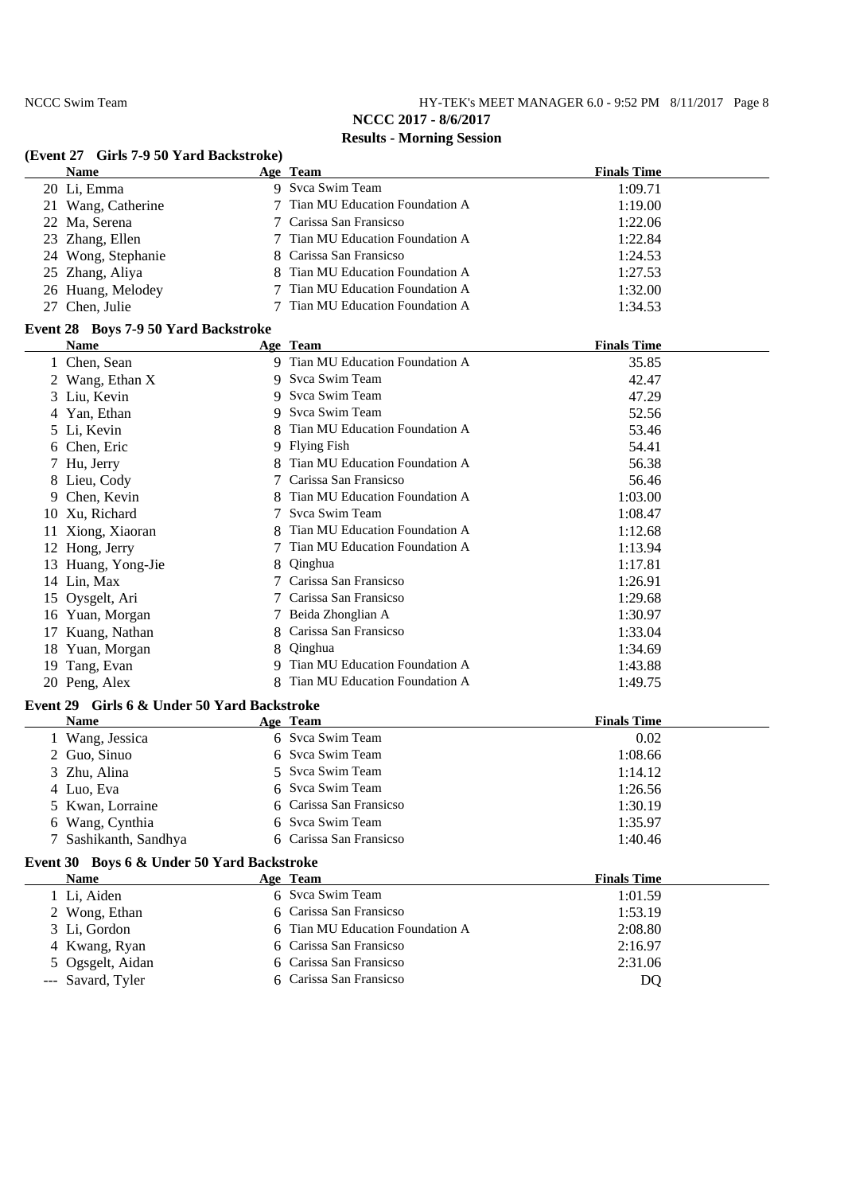## NCCC 2017 - 8/6/2017

## Results - Morning Session

**(Event 27 Girls 7-9 50 Yard Backstroke)**

| | Name | Age | Team | Finals Time |
|---|---|---|---|---|
| 20 | Li, Emma | 9 | Svca Swim Team | 1:09.71 |
| 21 | Wang, Catherine | 7 | Tian MU Education Foundation A | 1:19.00 |
| 22 | Ma, Serena | 7 | Carissa San Fransicso | 1:22.06 |
| 23 | Zhang, Ellen | 7 | Tian MU Education Foundation A | 1:22.84 |
| 24 | Wong, Stephanie | 8 | Carissa San Fransicso | 1:24.53 |
| 25 | Zhang, Aliya | 8 | Tian MU Education Foundation A | 1:27.53 |
| 26 | Huang, Melodey | 7 | Tian MU Education Foundation A | 1:32.00 |
| 27 | Chen, Julie | 7 | Tian MU Education Foundation A | 1:34.53 |

**Event 28 Boys 7-9 50 Yard Backstroke**

| | Name | Age | Team | Finals Time |
|---|---|---|---|---|
| 1 | Chen, Sean | 9 | Tian MU Education Foundation A | 35.85 |
| 2 | Wang, Ethan X | 9 | Svca Swim Team | 42.47 |
| 3 | Liu, Kevin | 9 | Svca Swim Team | 47.29 |
| 4 | Yan, Ethan | 9 | Svca Swim Team | 52.56 |
| 5 | Li, Kevin | 8 | Tian MU Education Foundation A | 53.46 |
| 6 | Chen, Eric | 9 | Flying Fish | 54.41 |
| 7 | Hu, Jerry | 8 | Tian MU Education Foundation A | 56.38 |
| 8 | Lieu, Cody | 7 | Carissa San Fransicso | 56.46 |
| 9 | Chen, Kevin | 8 | Tian MU Education Foundation A | 1:03.00 |
| 10 | Xu, Richard | 7 | Svca Swim Team | 1:08.47 |
| 11 | Xiong, Xiaoran | 8 | Tian MU Education Foundation A | 1:12.68 |
| 12 | Hong, Jerry | 7 | Tian MU Education Foundation A | 1:13.94 |
| 13 | Huang, Yong-Jie | 8 | Qinghua | 1:17.81 |
| 14 | Lin, Max | 7 | Carissa San Fransicso | 1:26.91 |
| 15 | Oysgelt, Ari | 7 | Carissa San Fransicso | 1:29.68 |
| 16 | Yuan, Morgan | 7 | Beida Zhonglian A | 1:30.97 |
| 17 | Kuang, Nathan | 8 | Carissa San Fransicso | 1:33.04 |
| 18 | Yuan, Morgan | 8 | Qinghua | 1:34.69 |
| 19 | Tang, Evan | 9 | Tian MU Education Foundation A | 1:43.88 |
| 20 | Peng, Alex | 8 | Tian MU Education Foundation A | 1:49.75 |

**Event 29 Girls 6 & Under 50 Yard Backstroke**

| | Name | Age | Team | Finals Time |
|---|---|---|---|---|
| 1 | Wang, Jessica | 6 | Svca Swim Team | 0.02 |
| 2 | Guo, Sinuo | 6 | Svca Swim Team | 1:08.66 |
| 3 | Zhu, Alina | 5 | Svca Swim Team | 1:14.12 |
| 4 | Luo, Eva | 6 | Svca Swim Team | 1:26.56 |
| 5 | Kwan, Lorraine | 6 | Carissa San Fransicso | 1:30.19 |
| 6 | Wang, Cynthia | 6 | Svca Swim Team | 1:35.97 |
| 7 | Sashikanth, Sandhya | 6 | Carissa San Fransicso | 1:40.46 |

**Event 30 Boys 6 & Under 50 Yard Backstroke**

| | Name | Age | Team | Finals Time |
|---|---|---|---|---|
| 1 | Li, Aiden | 6 | Svca Swim Team | 1:01.59 |
| 2 | Wong, Ethan | 6 | Carissa San Fransicso | 1:53.19 |
| 3 | Li, Gordon | 6 | Tian MU Education Foundation A | 2:08.80 |
| 4 | Kwang, Ryan | 6 | Carissa San Fransicso | 2:16.97 |
| 5 | Ogsgelt, Aidan | 6 | Carissa San Fransicso | 2:31.06 |
| --- | Savard, Tyler | 6 | Carissa San Fransicso | DQ |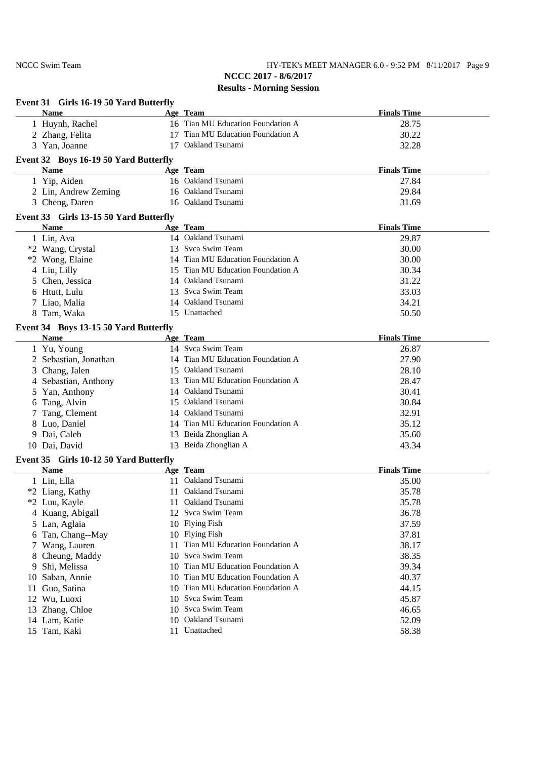NCCC Swim Team HY-TEK's MEET MANAGER 6.0 - 9:52 PM 8/11/2017

**NCCC 2017 - 8/6/2017**

**Results - Morning Session**

### Event 31 Girls 16-19 50 Yard Butterfly

| Name | Age | Team | Finals Time |
|---|---|---|---|
| 1 Huynh, Rachel | 16 | Tian MU Education Foundation A | 28.75 |
| 2 Zhang, Felita | 17 | Tian MU Education Foundation A | 30.22 |
| 3 Yan, Joanne | 17 | Oakland Tsunami | 32.28 |

### Event 32 Boys 16-19 50 Yard Butterfly

| Name | Age | Team | Finals Time |
|---|---|---|---|
| 1 Yip, Aiden | 16 | Oakland Tsunami | 27.84 |
| 2 Lin, Andrew Zeming | 16 | Oakland Tsunami | 29.84 |
| 3 Cheng, Daren | 16 | Oakland Tsunami | 31.69 |

### Event 33 Girls 13-15 50 Yard Butterfly

| Name | Age | Team | Finals Time |
|---|---|---|---|
| 1 Lin, Ava | 14 | Oakland Tsunami | 29.87 |
| *2 Wang, Crystal | 13 | Svca Swim Team | 30.00 |
| *2 Wong, Elaine | 14 | Tian MU Education Foundation A | 30.00 |
| 4 Liu, Lilly | 15 | Tian MU Education Foundation A | 30.34 |
| 5 Chen, Jessica | 14 | Oakland Tsunami | 31.22 |
| 6 Htutt, Lulu | 13 | Svca Swim Team | 33.03 |
| 7 Liao, Malia | 14 | Oakland Tsunami | 34.21 |
| 8 Tam, Waka | 15 | Unattached | 50.50 |

### Event 34 Boys 13-15 50 Yard Butterfly

| Name | Age | Team | Finals Time |
|---|---|---|---|
| 1 Yu, Young | 14 | Svca Swim Team | 26.87 |
| 2 Sebastian, Jonathan | 14 | Tian MU Education Foundation A | 27.90 |
| 3 Chang, Jalen | 15 | Oakland Tsunami | 28.10 |
| 4 Sebastian, Anthony | 13 | Tian MU Education Foundation A | 28.47 |
| 5 Yan, Anthony | 14 | Oakland Tsunami | 30.41 |
| 6 Tang, Alvin | 15 | Oakland Tsunami | 30.84 |
| 7 Tang, Clement | 14 | Oakland Tsunami | 32.91 |
| 8 Luo, Daniel | 14 | Tian MU Education Foundation A | 35.12 |
| 9 Dai, Caleb | 13 | Beida Zhonglian A | 35.60 |
| 10 Dai, David | 13 | Beida Zhonglian A | 43.34 |

### Event 35 Girls 10-12 50 Yard Butterfly

| Name | Age | Team | Finals Time |
|---|---|---|---|
| 1 Lin, Ella | 11 | Oakland Tsunami | 35.00 |
| *2 Liang, Kathy | 11 | Oakland Tsunami | 35.78 |
| *2 Luu, Kayle | 11 | Oakland Tsunami | 35.78 |
| 4 Kuang, Abigail | 12 | Svca Swim Team | 36.78 |
| 5 Lan, Aglaia | 10 | Flying Fish | 37.59 |
| 6 Tan, Chang--May | 10 | Flying Fish | 37.81 |
| 7 Wang, Lauren | 11 | Tian MU Education Foundation A | 38.17 |
| 8 Cheung, Maddy | 10 | Svca Swim Team | 38.35 |
| 9 Shi, Melissa | 10 | Tian MU Education Foundation A | 39.34 |
| 10 Saban, Annie | 10 | Tian MU Education Foundation A | 40.37 |
| 11 Guo, Satina | 10 | Tian MU Education Foundation A | 44.15 |
| 12 Wu, Luoxi | 10 | Svca Swim Team | 45.87 |
| 13 Zhang, Chloe | 10 | Svca Swim Team | 46.65 |
| 14 Lam, Katie | 10 | Oakland Tsunami | 52.09 |
| 15 Tam, Kaki | 11 | Unattached | 58.38 |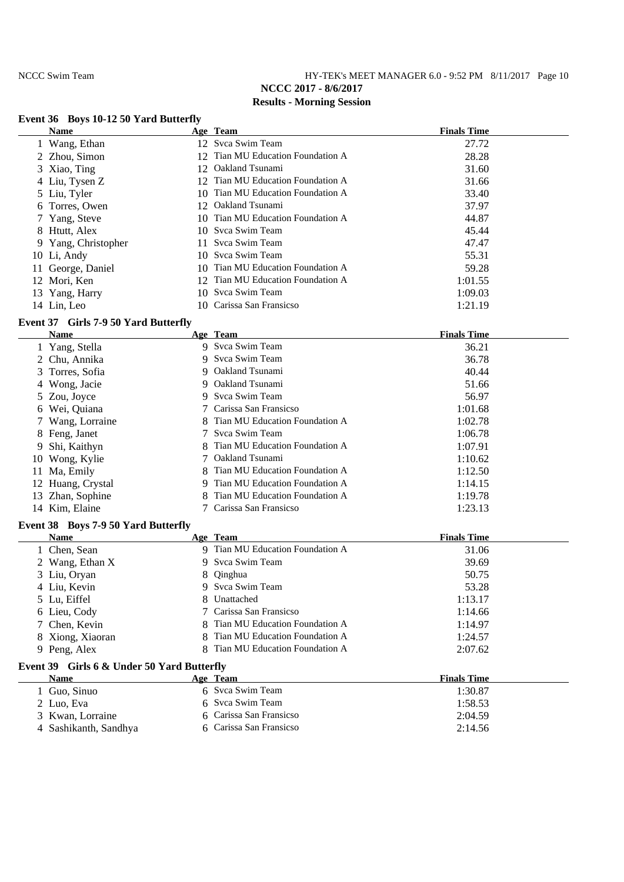NCCC Swim Team

HY-TEK's MEET MANAGER 6.0 - 9:52 PM 8/11/2017

**NCCC 2017 - 8/6/2017**

**Results - Morning Session**

**Event 36 Boys 10-12 50 Yard Butterfly**

| | Name | Age | Team | Finals Time |
|---|---|---|---|---|
| 1 | Wang, Ethan | 12 | Svca Swim Team | 27.72 |
| 2 | Zhou, Simon | 12 | Tian MU Education Foundation A | 28.28 |
| 3 | Xiao, Ting | 12 | Oakland Tsunami | 31.60 |
| 4 | Liu, Tysen Z | 12 | Tian MU Education Foundation A | 31.66 |
| 5 | Liu, Tyler | 10 | Tian MU Education Foundation A | 33.40 |
| 6 | Torres, Owen | 12 | Oakland Tsunami | 37.97 |
| 7 | Yang, Steve | 10 | Tian MU Education Foundation A | 44.87 |
| 8 | Htutt, Alex | 10 | Svca Swim Team | 45.44 |
| 9 | Yang, Christopher | 11 | Svca Swim Team | 47.47 |
| 10 | Li, Andy | 10 | Svca Swim Team | 55.31 |
| 11 | George, Daniel | 10 | Tian MU Education Foundation A | 59.28 |
| 12 | Mori, Ken | 12 | Tian MU Education Foundation A | 1:01.55 |
| 13 | Yang, Harry | 10 | Svca Swim Team | 1:09.03 |
| 14 | Lin, Leo | 10 | Carissa San Fransicso | 1:21.19 |

**Event 37 Girls 7-9 50 Yard Butterfly**

| | Name | Age | Team | Finals Time |
|---|---|---|---|---|
| 1 | Yang, Stella | 9 | Svca Swim Team | 36.21 |
| 2 | Chu, Annika | 9 | Svca Swim Team | 36.78 |
| 3 | Torres, Sofia | 9 | Oakland Tsunami | 40.44 |
| 4 | Wong, Jacie | 9 | Oakland Tsunami | 51.66 |
| 5 | Zou, Joyce | 9 | Svca Swim Team | 56.97 |
| 6 | Wei, Quiana | 7 | Carissa San Fransicso | 1:01.68 |
| 7 | Wang, Lorraine | 8 | Tian MU Education Foundation A | 1:02.78 |
| 8 | Feng, Janet | 7 | Svca Swim Team | 1:06.78 |
| 9 | Shi, Kaithyn | 8 | Tian MU Education Foundation A | 1:07.91 |
| 10 | Wong, Kylie | 7 | Oakland Tsunami | 1:10.62 |
| 11 | Ma, Emily | 8 | Tian MU Education Foundation A | 1:12.50 |
| 12 | Huang, Crystal | 9 | Tian MU Education Foundation A | 1:14.15 |
| 13 | Zhan, Sophine | 8 | Tian MU Education Foundation A | 1:19.78 |
| 14 | Kim, Elaine | 7 | Carissa San Fransicso | 1:23.13 |

**Event 38 Boys 7-9 50 Yard Butterfly**

| | Name | Age | Team | Finals Time |
|---|---|---|---|---|
| 1 | Chen, Sean | 9 | Tian MU Education Foundation A | 31.06 |
| 2 | Wang, Ethan X | 9 | Svca Swim Team | 39.69 |
| 3 | Liu, Oryan | 8 | Qinghua | 50.75 |
| 4 | Liu, Kevin | 9 | Svca Swim Team | 53.28 |
| 5 | Lu, Eiffel | 8 | Unattached | 1:13.17 |
| 6 | Lieu, Cody | 7 | Carissa San Fransicso | 1:14.66 |
| 7 | Chen, Kevin | 8 | Tian MU Education Foundation A | 1:14.97 |
| 8 | Xiong, Xiaoran | 8 | Tian MU Education Foundation A | 1:24.57 |
| 9 | Peng, Alex | 8 | Tian MU Education Foundation A | 2:07.62 |

**Event 39 Girls 6 & Under 50 Yard Butterfly**

| | Name | Age | Team | Finals Time |
|---|---|---|---|---|
| 1 | Guo, Sinuo | 6 | Svca Swim Team | 1:30.87 |
| 2 | Luo, Eva | 6 | Svca Swim Team | 1:58.53 |
| 3 | Kwan, Lorraine | 6 | Carissa San Fransicso | 2:04.59 |
| 4 | Sashikanth, Sandhya | 6 | Carissa San Fransicso | 2:14.56 |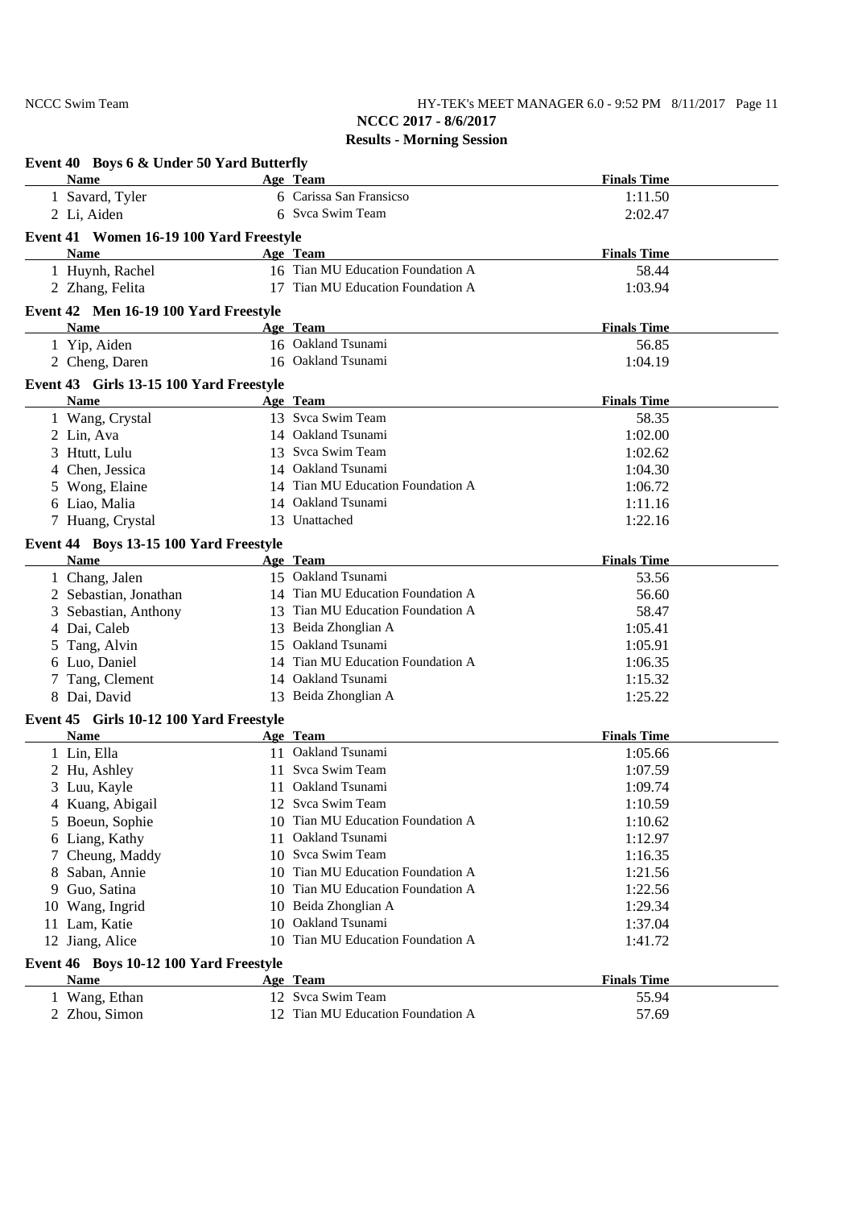## NCCC 2017 - 8/6/2017

### Results - Morning Session

**Event 40 Boys 6 & Under 50 Yard Butterfly**

| | Name | Age | Team | Finals Time |
|---|---|---|---|---|
| 1 | Savard, Tyler | 6 | Carissa San Fransicso | 1:11.50 |
| 2 | Li, Aiden | 6 | Svca Swim Team | 2:02.47 |

**Event 41 Women 16-19 100 Yard Freestyle**

| | Name | Age | Team | Finals Time |
|---|---|---|---|---|
| 1 | Huynh, Rachel | 16 | Tian MU Education Foundation A | 58.44 |
| 2 | Zhang, Felita | 17 | Tian MU Education Foundation A | 1:03.94 |

**Event 42 Men 16-19 100 Yard Freestyle**

| | Name | Age | Team | Finals Time |
|---|---|---|---|---|
| 1 | Yip, Aiden | 16 | Oakland Tsunami | 56.85 |
| 2 | Cheng, Daren | 16 | Oakland Tsunami | 1:04.19 |

**Event 43 Girls 13-15 100 Yard Freestyle**

| | Name | Age | Team | Finals Time |
|---|---|---|---|---|
| 1 | Wang, Crystal | 13 | Svca Swim Team | 58.35 |
| 2 | Lin, Ava | 14 | Oakland Tsunami | 1:02.00 |
| 3 | Htutt, Lulu | 13 | Svca Swim Team | 1:02.62 |
| 4 | Chen, Jessica | 14 | Oakland Tsunami | 1:04.30 |
| 5 | Wong, Elaine | 14 | Tian MU Education Foundation A | 1:06.72 |
| 6 | Liao, Malia | 14 | Oakland Tsunami | 1:11.16 |
| 7 | Huang, Crystal | 13 | Unattached | 1:22.16 |

**Event 44 Boys 13-15 100 Yard Freestyle**

| | Name | Age | Team | Finals Time |
|---|---|---|---|---|
| 1 | Chang, Jalen | 15 | Oakland Tsunami | 53.56 |
| 2 | Sebastian, Jonathan | 14 | Tian MU Education Foundation A | 56.60 |
| 3 | Sebastian, Anthony | 13 | Tian MU Education Foundation A | 58.47 |
| 4 | Dai, Caleb | 13 | Beida Zhonglian A | 1:05.41 |
| 5 | Tang, Alvin | 15 | Oakland Tsunami | 1:05.91 |
| 6 | Luo, Daniel | 14 | Tian MU Education Foundation A | 1:06.35 |
| 7 | Tang, Clement | 14 | Oakland Tsunami | 1:15.32 |
| 8 | Dai, David | 13 | Beida Zhonglian A | 1:25.22 |

**Event 45 Girls 10-12 100 Yard Freestyle**

| | Name | Age | Team | Finals Time |
|---|---|---|---|---|
| 1 | Lin, Ella | 11 | Oakland Tsunami | 1:05.66 |
| 2 | Hu, Ashley | 11 | Svca Swim Team | 1:07.59 |
| 3 | Luu, Kayle | 11 | Oakland Tsunami | 1:09.74 |
| 4 | Kuang, Abigail | 12 | Svca Swim Team | 1:10.59 |
| 5 | Boeun, Sophie | 10 | Tian MU Education Foundation A | 1:10.62 |
| 6 | Liang, Kathy | 11 | Oakland Tsunami | 1:12.97 |
| 7 | Cheung, Maddy | 10 | Svca Swim Team | 1:16.35 |
| 8 | Saban, Annie | 10 | Tian MU Education Foundation A | 1:21.56 |
| 9 | Guo, Satina | 10 | Tian MU Education Foundation A | 1:22.56 |
| 10 | Wang, Ingrid | 10 | Beida Zhonglian A | 1:29.34 |
| 11 | Lam, Katie | 10 | Oakland Tsunami | 1:37.04 |
| 12 | Jiang, Alice | 10 | Tian MU Education Foundation A | 1:41.72 |

**Event 46 Boys 10-12 100 Yard Freestyle**

| | Name | Age | Team | Finals Time |
|---|---|---|---|---|
| 1 | Wang, Ethan | 12 | Svca Swim Team | 55.94 |
| 2 | Zhou, Simon | 12 | Tian MU Education Foundation A | 57.69 |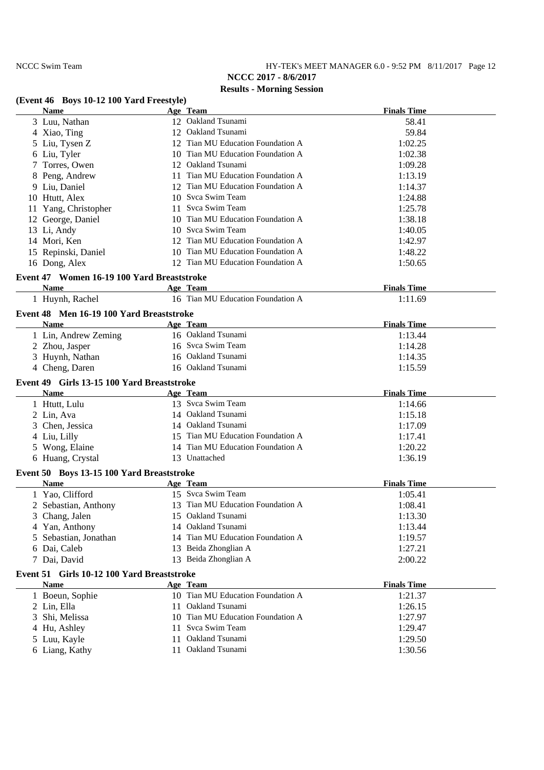## NCCC 2017 - 8/6/2017

## Results - Morning Session

### (Event 46 Boys 10-12 100 Yard Freestyle)

| | Name | Age | Team | Finals Time |
|---|---|---|---|---|
| 3 | Luu, Nathan | 12 | Oakland Tsunami | 58.41 |
| 4 | Xiao, Ting | 12 | Oakland Tsunami | 59.84 |
| 5 | Liu, Tysen Z | 12 | Tian MU Education Foundation A | 1:02.25 |
| 6 | Liu, Tyler | 10 | Tian MU Education Foundation A | 1:02.38 |
| 7 | Torres, Owen | 12 | Oakland Tsunami | 1:09.28 |
| 8 | Peng, Andrew | 11 | Tian MU Education Foundation A | 1:13.19 |
| 9 | Liu, Daniel | 12 | Tian MU Education Foundation A | 1:14.37 |
| 10 | Htutt, Alex | 10 | Svca Swim Team | 1:24.88 |
| 11 | Yang, Christopher | 11 | Svca Swim Team | 1:25.78 |
| 12 | George, Daniel | 10 | Tian MU Education Foundation A | 1:38.18 |
| 13 | Li, Andy | 10 | Svca Swim Team | 1:40.05 |
| 14 | Mori, Ken | 12 | Tian MU Education Foundation A | 1:42.97 |
| 15 | Repinski, Daniel | 10 | Tian MU Education Foundation A | 1:48.22 |
| 16 | Dong, Alex | 12 | Tian MU Education Foundation A | 1:50.65 |

### Event 47 Women 16-19 100 Yard Breaststroke

| | Name | Age | Team | Finals Time |
|---|---|---|---|---|
| 1 | Huynh, Rachel | 16 | Tian MU Education Foundation A | 1:11.69 |

### Event 48 Men 16-19 100 Yard Breaststroke

| | Name | Age | Team | Finals Time |
|---|---|---|---|---|
| 1 | Lin, Andrew Zeming | 16 | Oakland Tsunami | 1:13.44 |
| 2 | Zhou, Jasper | 16 | Svca Swim Team | 1:14.28 |
| 3 | Huynh, Nathan | 16 | Oakland Tsunami | 1:14.35 |
| 4 | Cheng, Daren | 16 | Oakland Tsunami | 1:15.59 |

### Event 49 Girls 13-15 100 Yard Breaststroke

| | Name | Age | Team | Finals Time |
|---|---|---|---|---|
| 1 | Htutt, Lulu | 13 | Svca Swim Team | 1:14.66 |
| 2 | Lin, Ava | 14 | Oakland Tsunami | 1:15.18 |
| 3 | Chen, Jessica | 14 | Oakland Tsunami | 1:17.09 |
| 4 | Liu, Lilly | 15 | Tian MU Education Foundation A | 1:17.41 |
| 5 | Wong, Elaine | 14 | Tian MU Education Foundation A | 1:20.22 |
| 6 | Huang, Crystal | 13 | Unattached | 1:36.19 |

### Event 50 Boys 13-15 100 Yard Breaststroke

| | Name | Age | Team | Finals Time |
|---|---|---|---|---|
| 1 | Yao, Clifford | 15 | Svca Swim Team | 1:05.41 |
| 2 | Sebastian, Anthony | 13 | Tian MU Education Foundation A | 1:08.41 |
| 3 | Chang, Jalen | 15 | Oakland Tsunami | 1:13.30 |
| 4 | Yan, Anthony | 14 | Oakland Tsunami | 1:13.44 |
| 5 | Sebastian, Jonathan | 14 | Tian MU Education Foundation A | 1:19.57 |
| 6 | Dai, Caleb | 13 | Beida Zhonglian A | 1:27.21 |
| 7 | Dai, David | 13 | Beida Zhonglian A | 2:00.22 |

### Event 51 Girls 10-12 100 Yard Breaststroke

| | Name | Age | Team | Finals Time |
|---|---|---|---|---|
| 1 | Boeun, Sophie | 10 | Tian MU Education Foundation A | 1:21.37 |
| 2 | Lin, Ella | 11 | Oakland Tsunami | 1:26.15 |
| 3 | Shi, Melissa | 10 | Tian MU Education Foundation A | 1:27.97 |
| 4 | Hu, Ashley | 11 | Svca Swim Team | 1:29.47 |
| 5 | Luu, Kayle | 11 | Oakland Tsunami | 1:29.50 |
| 6 | Liang, Kathy | 11 | Oakland Tsunami | 1:30.56 |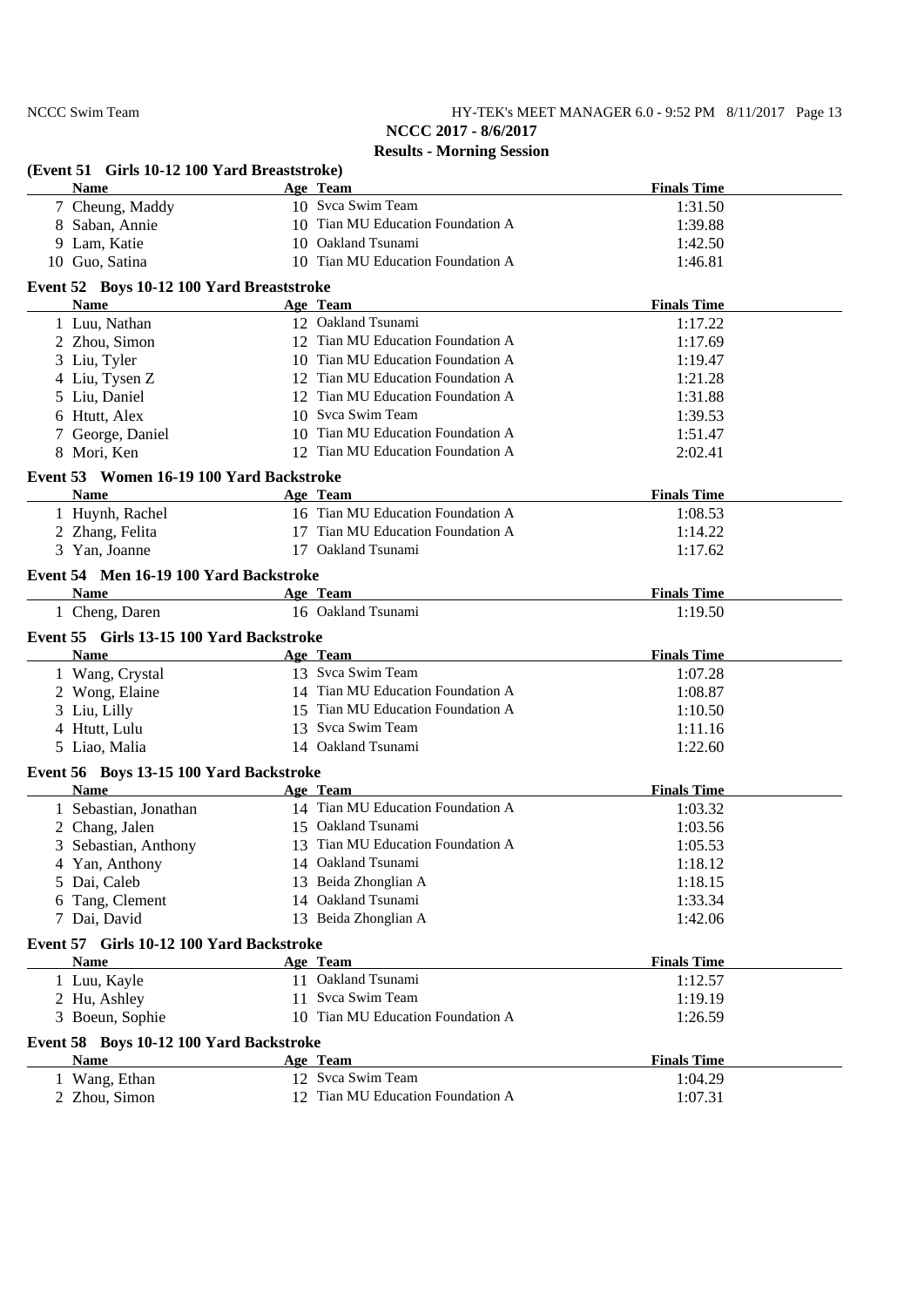**(Event 51 Girls 10-12 100 Yard Breaststroke)**

| | Name | Age | Team | Finals Time |
|---|---|---|---|---|
| 7 | Cheung, Maddy | 10 | Svca Swim Team | 1:31.50 |
| 8 | Saban, Annie | 10 | Tian MU Education Foundation A | 1:39.88 |
| 9 | Lam, Katie | 10 | Oakland Tsunami | 1:42.50 |
| 10 | Guo, Satina | 10 | Tian MU Education Foundation A | 1:46.81 |

**Event 52 Boys 10-12 100 Yard Breaststroke**

| | Name | Age | Team | Finals Time |
|---|---|---|---|---|
| 1 | Luu, Nathan | 12 | Oakland Tsunami | 1:17.22 |
| 2 | Zhou, Simon | 12 | Tian MU Education Foundation A | 1:17.69 |
| 3 | Liu, Tyler | 10 | Tian MU Education Foundation A | 1:19.47 |
| 4 | Liu, Tysen Z | 12 | Tian MU Education Foundation A | 1:21.28 |
| 5 | Liu, Daniel | 12 | Tian MU Education Foundation A | 1:31.88 |
| 6 | Htutt, Alex | 10 | Svca Swim Team | 1:39.53 |
| 7 | George, Daniel | 10 | Tian MU Education Foundation A | 1:51.47 |
| 8 | Mori, Ken | 12 | Tian MU Education Foundation A | 2:02.41 |

**Event 53 Women 16-19 100 Yard Backstroke**

| | Name | Age | Team | Finals Time |
|---|---|---|---|---|
| 1 | Huynh, Rachel | 16 | Tian MU Education Foundation A | 1:08.53 |
| 2 | Zhang, Felita | 17 | Tian MU Education Foundation A | 1:14.22 |
| 3 | Yan, Joanne | 17 | Oakland Tsunami | 1:17.62 |

**Event 54 Men 16-19 100 Yard Backstroke**

| | Name | Age | Team | Finals Time |
|---|---|---|---|---|
| 1 | Cheng, Daren | 16 | Oakland Tsunami | 1:19.50 |

**Event 55 Girls 13-15 100 Yard Backstroke**

| | Name | Age | Team | Finals Time |
|---|---|---|---|---|
| 1 | Wang, Crystal | 13 | Svca Swim Team | 1:07.28 |
| 2 | Wong, Elaine | 14 | Tian MU Education Foundation A | 1:08.87 |
| 3 | Liu, Lilly | 15 | Tian MU Education Foundation A | 1:10.50 |
| 4 | Htutt, Lulu | 13 | Svca Swim Team | 1:11.16 |
| 5 | Liao, Malia | 14 | Oakland Tsunami | 1:22.60 |

**Event 56 Boys 13-15 100 Yard Backstroke**

| | Name | Age | Team | Finals Time |
|---|---|---|---|---|
| 1 | Sebastian, Jonathan | 14 | Tian MU Education Foundation A | 1:03.32 |
| 2 | Chang, Jalen | 15 | Oakland Tsunami | 1:03.56 |
| 3 | Sebastian, Anthony | 13 | Tian MU Education Foundation A | 1:05.53 |
| 4 | Yan, Anthony | 14 | Oakland Tsunami | 1:18.12 |
| 5 | Dai, Caleb | 13 | Beida Zhonglian A | 1:18.15 |
| 6 | Tang, Clement | 14 | Oakland Tsunami | 1:33.34 |
| 7 | Dai, David | 13 | Beida Zhonglian A | 1:42.06 |

**Event 57 Girls 10-12 100 Yard Backstroke**

| | Name | Age | Team | Finals Time |
|---|---|---|---|---|
| 1 | Luu, Kayle | 11 | Oakland Tsunami | 1:12.57 |
| 2 | Hu, Ashley | 11 | Svca Swim Team | 1:19.19 |
| 3 | Boeun, Sophie | 10 | Tian MU Education Foundation A | 1:26.59 |

**Event 58 Boys 10-12 100 Yard Backstroke**

| | Name | Age | Team | Finals Time |
|---|---|---|---|---|
| 1 | Wang, Ethan | 12 | Svca Swim Team | 1:04.29 |
| 2 | Zhou, Simon | 12 | Tian MU Education Foundation A | 1:07.31 |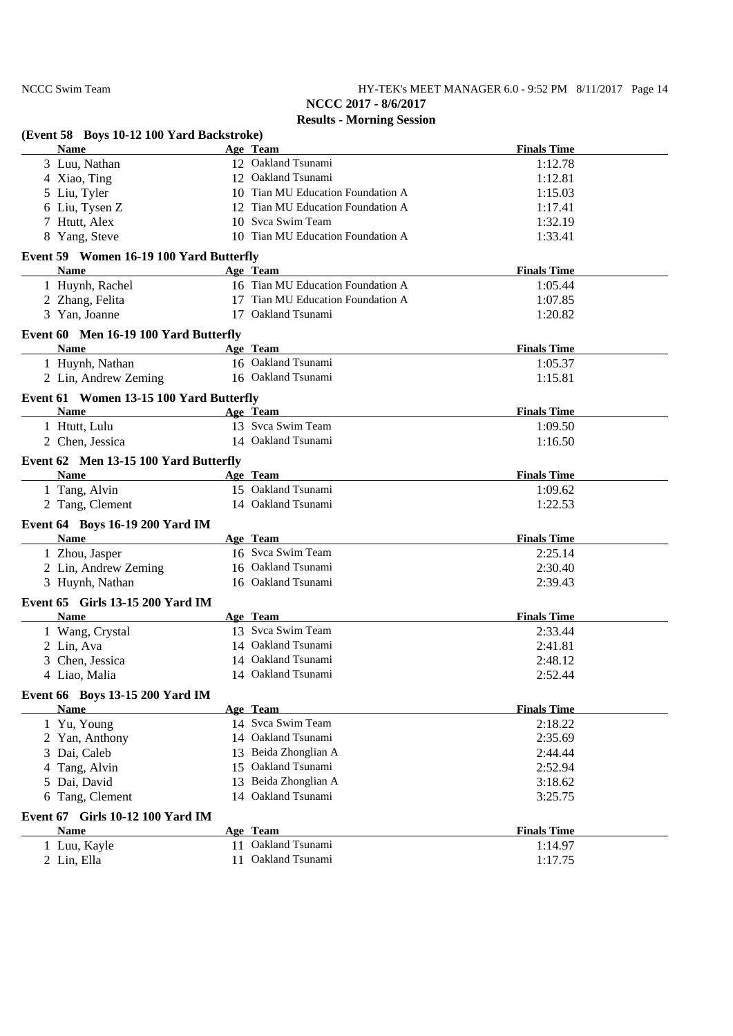## NCCC 2017 - 8/6/2017

## Results - Morning Session

### (Event 58 Boys 10-12 100 Yard Backstroke)

| | Name | Age | Team | Finals Time |
|---|---|---|---|---|
| 3 | Luu, Nathan | 12 | Oakland Tsunami | 1:12.78 |
| 4 | Xiao, Ting | 12 | Oakland Tsunami | 1:12.81 |
| 5 | Liu, Tyler | 10 | Tian MU Education Foundation A | 1:15.03 |
| 6 | Liu, Tysen Z | 12 | Tian MU Education Foundation A | 1:17.41 |
| 7 | Htutt, Alex | 10 | Svca Swim Team | 1:32.19 |
| 8 | Yang, Steve | 10 | Tian MU Education Foundation A | 1:33.41 |

### Event 59 Women 16-19 100 Yard Butterfly

| | Name | Age | Team | Finals Time |
|---|---|---|---|---|
| 1 | Huynh, Rachel | 16 | Tian MU Education Foundation A | 1:05.44 |
| 2 | Zhang, Felita | 17 | Tian MU Education Foundation A | 1:07.85 |
| 3 | Yan, Joanne | 17 | Oakland Tsunami | 1:20.82 |

### Event 60 Men 16-19 100 Yard Butterfly

| | Name | Age | Team | Finals Time |
|---|---|---|---|---|
| 1 | Huynh, Nathan | 16 | Oakland Tsunami | 1:05.37 |
| 2 | Lin, Andrew Zeming | 16 | Oakland Tsunami | 1:15.81 |

### Event 61 Women 13-15 100 Yard Butterfly

| | Name | Age | Team | Finals Time |
|---|---|---|---|---|
| 1 | Htutt, Lulu | 13 | Svca Swim Team | 1:09.50 |
| 2 | Chen, Jessica | 14 | Oakland Tsunami | 1:16.50 |

### Event 62 Men 13-15 100 Yard Butterfly

| | Name | Age | Team | Finals Time |
|---|---|---|---|---|
| 1 | Tang, Alvin | 15 | Oakland Tsunami | 1:09.62 |
| 2 | Tang, Clement | 14 | Oakland Tsunami | 1:22.53 |

### Event 64 Boys 16-19 200 Yard IM

| | Name | Age | Team | Finals Time |
|---|---|---|---|---|
| 1 | Zhou, Jasper | 16 | Svca Swim Team | 2:25.14 |
| 2 | Lin, Andrew Zeming | 16 | Oakland Tsunami | 2:30.40 |
| 3 | Huynh, Nathan | 16 | Oakland Tsunami | 2:39.43 |

### Event 65 Girls 13-15 200 Yard IM

| | Name | Age | Team | Finals Time |
|---|---|---|---|---|
| 1 | Wang, Crystal | 13 | Svca Swim Team | 2:33.44 |
| 2 | Lin, Ava | 14 | Oakland Tsunami | 2:41.81 |
| 3 | Chen, Jessica | 14 | Oakland Tsunami | 2:48.12 |
| 4 | Liao, Malia | 14 | Oakland Tsunami | 2:52.44 |

### Event 66 Boys 13-15 200 Yard IM

| | Name | Age | Team | Finals Time |
|---|---|---|---|---|
| 1 | Yu, Young | 14 | Svca Swim Team | 2:18.22 |
| 2 | Yan, Anthony | 14 | Oakland Tsunami | 2:35.69 |
| 3 | Dai, Caleb | 13 | Beida Zhonglian A | 2:44.44 |
| 4 | Tang, Alvin | 15 | Oakland Tsunami | 2:52.94 |
| 5 | Dai, David | 13 | Beida Zhonglian A | 3:18.62 |
| 6 | Tang, Clement | 14 | Oakland Tsunami | 3:25.75 |

### Event 67 Girls 10-12 100 Yard IM

| | Name | Age | Team | Finals Time |
|---|---|---|---|---|
| 1 | Luu, Kayle | 11 | Oakland Tsunami | 1:14.97 |
| 2 | Lin, Ella | 11 | Oakland Tsunami | 1:17.75 |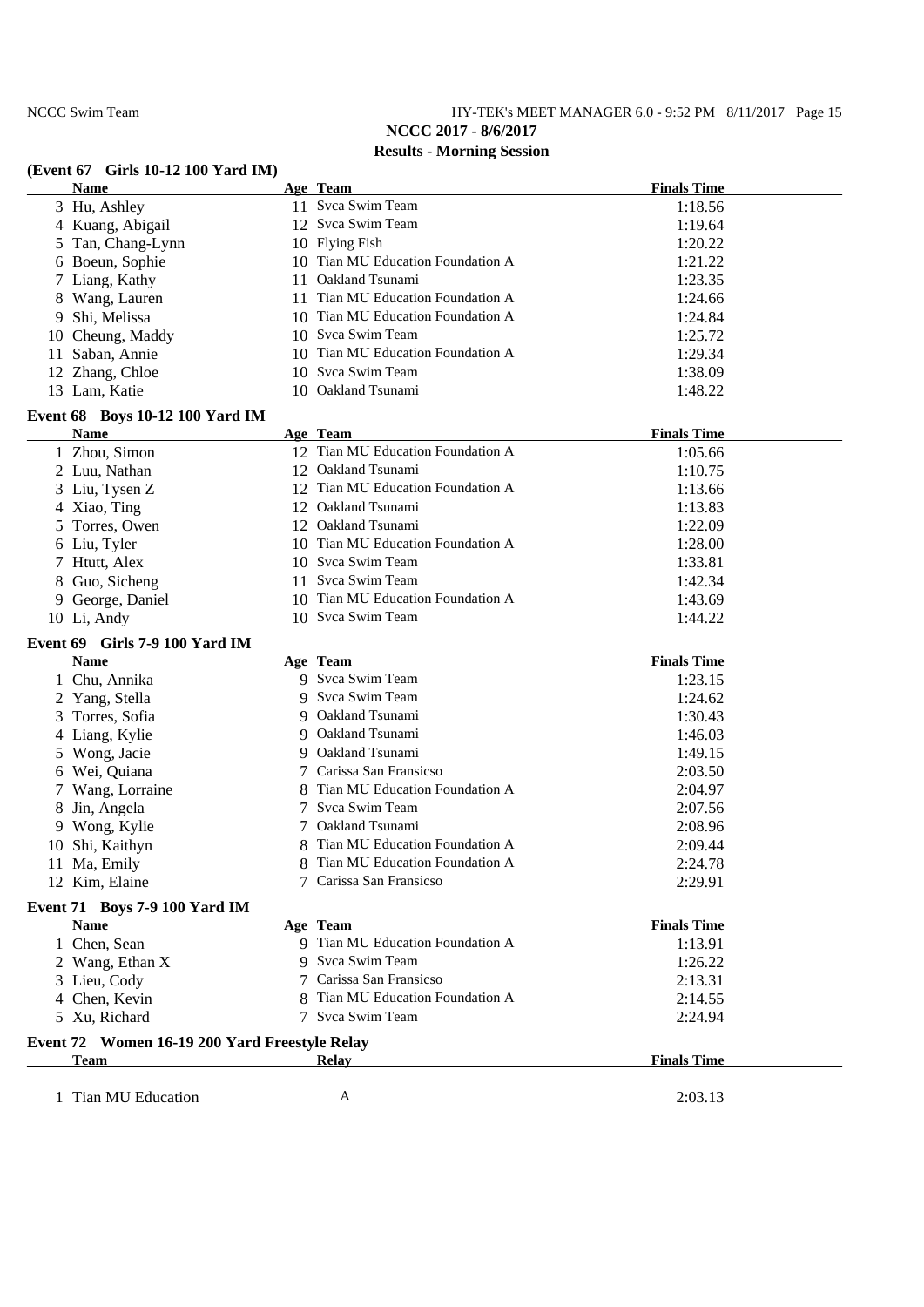## NCCC 2017 - 8/6/2017

### Results - Morning Session

**(Event 67 Girls 10-12 100 Yard IM)**

| | Name | Age | Team | Finals Time |
|---|---|---|---|---|
| 3 | Hu, Ashley | 11 | Svca Swim Team | 1:18.56 |
| 4 | Kuang, Abigail | 12 | Svca Swim Team | 1:19.64 |
| 5 | Tan, Chang-Lynn | 10 | Flying Fish | 1:20.22 |
| 6 | Boeun, Sophie | 10 | Tian MU Education Foundation A | 1:21.22 |
| 7 | Liang, Kathy | 11 | Oakland Tsunami | 1:23.35 |
| 8 | Wang, Lauren | 11 | Tian MU Education Foundation A | 1:24.66 |
| 9 | Shi, Melissa | 10 | Tian MU Education Foundation A | 1:24.84 |
| 10 | Cheung, Maddy | 10 | Svca Swim Team | 1:25.72 |
| 11 | Saban, Annie | 10 | Tian MU Education Foundation A | 1:29.34 |
| 12 | Zhang, Chloe | 10 | Svca Swim Team | 1:38.09 |
| 13 | Lam, Katie | 10 | Oakland Tsunami | 1:48.22 |

**Event 68 Boys 10-12 100 Yard IM**

| | Name | Age | Team | Finals Time |
|---|---|---|---|---|
| 1 | Zhou, Simon | 12 | Tian MU Education Foundation A | 1:05.66 |
| 2 | Luu, Nathan | 12 | Oakland Tsunami | 1:10.75 |
| 3 | Liu, Tysen Z | 12 | Tian MU Education Foundation A | 1:13.66 |
| 4 | Xiao, Ting | 12 | Oakland Tsunami | 1:13.83 |
| 5 | Torres, Owen | 12 | Oakland Tsunami | 1:22.09 |
| 6 | Liu, Tyler | 10 | Tian MU Education Foundation A | 1:28.00 |
| 7 | Htutt, Alex | 10 | Svca Swim Team | 1:33.81 |
| 8 | Guo, Sicheng | 11 | Svca Swim Team | 1:42.34 |
| 9 | George, Daniel | 10 | Tian MU Education Foundation A | 1:43.69 |
| 10 | Li, Andy | 10 | Svca Swim Team | 1:44.22 |

**Event 69 Girls 7-9 100 Yard IM**

| | Name | Age | Team | Finals Time |
|---|---|---|---|---|
| 1 | Chu, Annika | 9 | Svca Swim Team | 1:23.15 |
| 2 | Yang, Stella | 9 | Svca Swim Team | 1:24.62 |
| 3 | Torres, Sofia | 9 | Oakland Tsunami | 1:30.43 |
| 4 | Liang, Kylie | 9 | Oakland Tsunami | 1:46.03 |
| 5 | Wong, Jacie | 9 | Oakland Tsunami | 1:49.15 |
| 6 | Wei, Quiana | 7 | Carissa San Fransicso | 2:03.50 |
| 7 | Wang, Lorraine | 8 | Tian MU Education Foundation A | 2:04.97 |
| 8 | Jin, Angela | 7 | Svca Swim Team | 2:07.56 |
| 9 | Wong, Kylie | 7 | Oakland Tsunami | 2:08.96 |
| 10 | Shi, Kaithyn | 8 | Tian MU Education Foundation A | 2:09.44 |
| 11 | Ma, Emily | 8 | Tian MU Education Foundation A | 2:24.78 |
| 12 | Kim, Elaine | 7 | Carissa San Fransicso | 2:29.91 |

**Event 71 Boys 7-9 100 Yard IM**

| | Name | Age | Team | Finals Time |
|---|---|---|---|---|
| 1 | Chen, Sean | 9 | Tian MU Education Foundation A | 1:13.91 |
| 2 | Wang, Ethan X | 9 | Svca Swim Team | 1:26.22 |
| 3 | Lieu, Cody | 7 | Carissa San Fransicso | 2:13.31 |
| 4 | Chen, Kevin | 8 | Tian MU Education Foundation A | 2:14.55 |
| 5 | Xu, Richard | 7 | Svca Swim Team | 2:24.94 |

**Event 72 Women 16-19 200 Yard Freestyle Relay**

| | Team | Relay | Finals Time |
|---|---|---|---|
| 1 | Tian MU Education | A | 2:03.13 |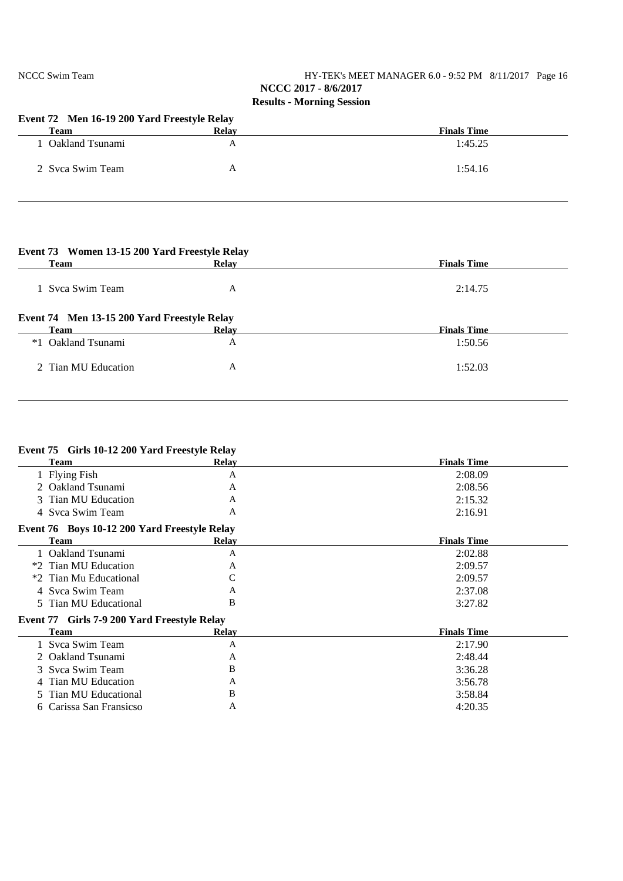NCCC 2017 - 8/6/2017

Results - Morning Session

### Event 72 Men 16-19 200 Yard Freestyle Relay

| | Team | Relay | Finals Time |
|---|---|---|---|
| 1 | Oakland Tsunami | A | 1:45.25 |
| 2 | Svca Swim Team | A | 1:54.16 |

### Event 73 Women 13-15 200 Yard Freestyle Relay

| | Team | Relay | Finals Time |
|---|---|---|---|
| 1 | Svca Swim Team | A | 2:14.75 |

### Event 74 Men 13-15 200 Yard Freestyle Relay

| | Team | Relay | Finals Time |
|---|---|---|---|
| *1 | Oakland Tsunami | A | 1:50.56 |
| 2 | Tian MU Education | A | 1:52.03 |

### Event 75 Girls 10-12 200 Yard Freestyle Relay

| | Team | Relay | Finals Time |
|---|---|---|---|
| 1 | Flying Fish | A | 2:08.09 |
| 2 | Oakland Tsunami | A | 2:08.56 |
| 3 | Tian MU Education | A | 2:15.32 |
| 4 | Svca Swim Team | A | 2:16.91 |

### Event 76 Boys 10-12 200 Yard Freestyle Relay

| | Team | Relay | Finals Time |
|---|---|---|---|
| 1 | Oakland Tsunami | A | 2:02.88 |
| *2 | Tian MU Education | A | 2:09.57 |
| *2 | Tian Mu Educational | C | 2:09.57 |
| 4 | Svca Swim Team | A | 2:37.08 |
| 5 | Tian MU Educational | B | 3:27.82 |

### Event 77 Girls 7-9 200 Yard Freestyle Relay

| | Team | Relay | Finals Time |
|---|---|---|---|
| 1 | Svca Swim Team | A | 2:17.90 |
| 2 | Oakland Tsunami | A | 2:48.44 |
| 3 | Svca Swim Team | B | 3:36.28 |
| 4 | Tian MU Education | A | 3:56.78 |
| 5 | Tian MU Educational | B | 3:58.84 |
| 6 | Carissa San Fransicso | A | 4:20.35 |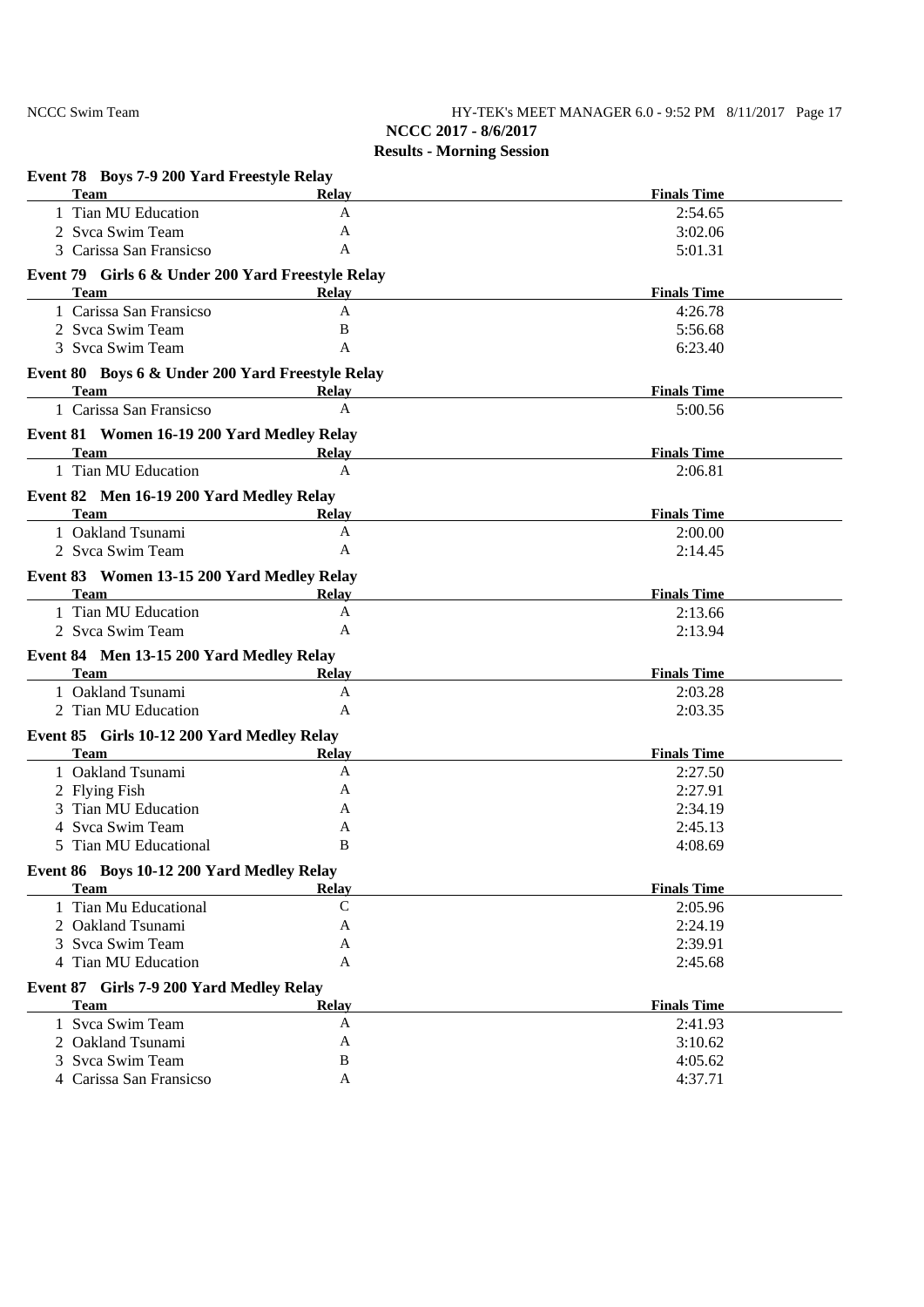## NCCC 2017 - 8/6/2017

## Results - Morning Session

### Event 78 Boys 7-9 200 Yard Freestyle Relay

| Team | Relay | Finals Time |
| --- | --- | --- |
| 1 Tian MU Education | A | 2:54.65 |
| 2 Svca Swim Team | A | 3:02.06 |
| 3 Carissa San Fransicso | A | 5:01.31 |

### Event 79 Girls 6 & Under 200 Yard Freestyle Relay

| Team | Relay | Finals Time |
| --- | --- | --- |
| 1 Carissa San Fransicso | A | 4:26.78 |
| 2 Svca Swim Team | B | 5:56.68 |
| 3 Svca Swim Team | A | 6:23.40 |

### Event 80 Boys 6 & Under 200 Yard Freestyle Relay

| Team | Relay | Finals Time |
| --- | --- | --- |
| 1 Carissa San Fransicso | A | 5:00.56 |

### Event 81 Women 16-19 200 Yard Medley Relay

| Team | Relay | Finals Time |
| --- | --- | --- |
| 1 Tian MU Education | A | 2:06.81 |

### Event 82 Men 16-19 200 Yard Medley Relay

| Team | Relay | Finals Time |
| --- | --- | --- |
| 1 Oakland Tsunami | A | 2:00.00 |
| 2 Svca Swim Team | A | 2:14.45 |

### Event 83 Women 13-15 200 Yard Medley Relay

| Team | Relay | Finals Time |
| --- | --- | --- |
| 1 Tian MU Education | A | 2:13.66 |
| 2 Svca Swim Team | A | 2:13.94 |

### Event 84 Men 13-15 200 Yard Medley Relay

| Team | Relay | Finals Time |
| --- | --- | --- |
| 1 Oakland Tsunami | A | 2:03.28 |
| 2 Tian MU Education | A | 2:03.35 |

### Event 85 Girls 10-12 200 Yard Medley Relay

| Team | Relay | Finals Time |
| --- | --- | --- |
| 1 Oakland Tsunami | A | 2:27.50 |
| 2 Flying Fish | A | 2:27.91 |
| 3 Tian MU Education | A | 2:34.19 |
| 4 Svca Swim Team | A | 2:45.13 |
| 5 Tian MU Educational | B | 4:08.69 |

### Event 86 Boys 10-12 200 Yard Medley Relay

| Team | Relay | Finals Time |
| --- | --- | --- |
| 1 Tian Mu Educational | C | 2:05.96 |
| 2 Oakland Tsunami | A | 2:24.19 |
| 3 Svca Swim Team | A | 2:39.91 |
| 4 Tian MU Education | A | 2:45.68 |

### Event 87 Girls 7-9 200 Yard Medley Relay

| Team | Relay | Finals Time |
| --- | --- | --- |
| 1 Svca Swim Team | A | 2:41.93 |
| 2 Oakland Tsunami | A | 3:10.62 |
| 3 Svca Swim Team | B | 4:05.62 |
| 4 Carissa San Fransicso | A | 4:37.71 |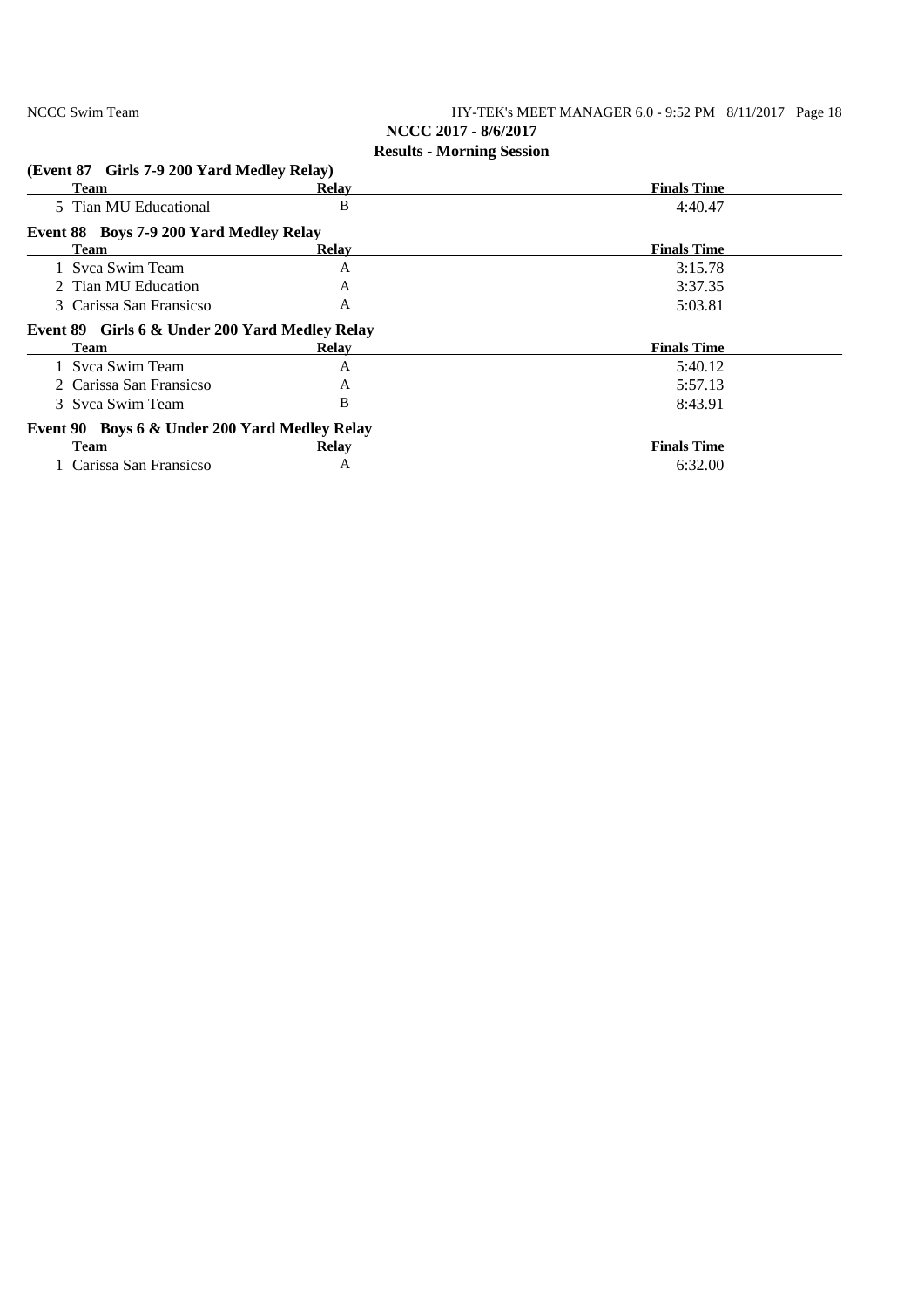**(Event 87 Girls 7-9 200 Yard Medley Relay)**

| | Team | Relay | Finals Time |
|---|---|---|---|
| 5 | Tian MU Educational | B | 4:40.47 |

**Event 88 Boys 7-9 200 Yard Medley Relay**

| | Team | Relay | Finals Time |
|---|---|---|---|
| 1 | Svca Swim Team | A | 3:15.78 |
| 2 | Tian MU Education | A | 3:37.35 |
| 3 | Carissa San Fransicso | A | 5:03.81 |

**Event 89 Girls 6 & Under 200 Yard Medley Relay**

| | Team | Relay | Finals Time |
|---|---|---|---|
| 1 | Svca Swim Team | A | 5:40.12 |
| 2 | Carissa San Fransicso | A | 5:57.13 |
| 3 | Svca Swim Team | B | 8:43.91 |

**Event 90 Boys 6 & Under 200 Yard Medley Relay**

| | Team | Relay | Finals Time |
|---|---|---|---|
| 1 | Carissa San Fransicso | A | 6:32.00 |